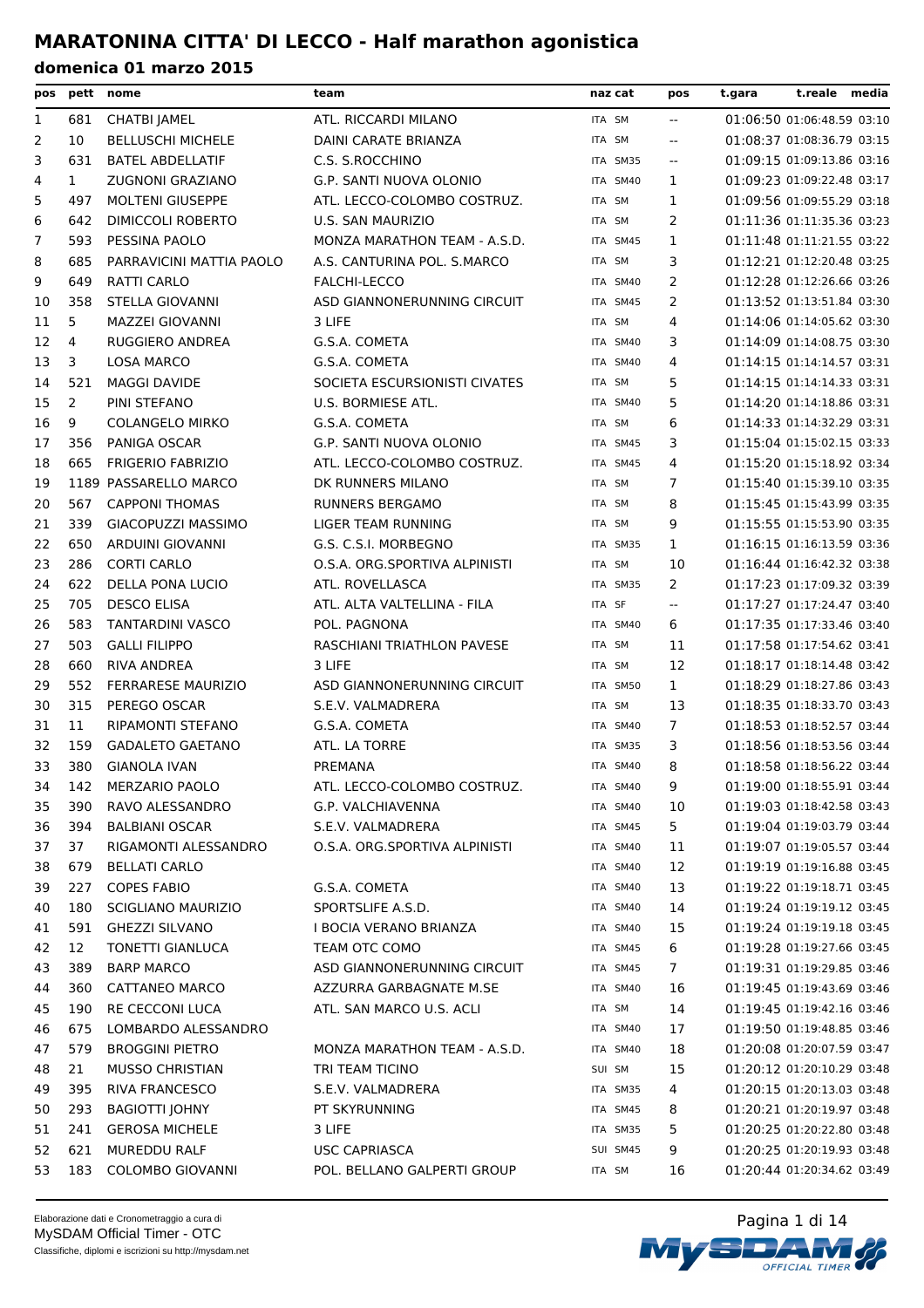# MARATONINA CITTA' DI LECCO - Half marathon agonistica

## domenica 01 marzo 2015

| pos | pett | nome | team | naz | cat | pos | t.gara | t.reale | media |
|---|---|---|---|---|---|---|---|---|---|
| 1 | 681 | CHATBI JAMEL | ATL. RICCARDI MILANO | ITA | SM | -- | 01:06:50 | 01:06:48.59 | 03:10 |
| 2 | 10 | BELLUSCHI MICHELE | DAINI CARATE BRIANZA | ITA | SM | -- | 01:08:37 | 01:08:36.79 | 03:15 |
| 3 | 631 | BATEL ABDELLATIF | C.S. S.ROCCHINO | ITA | SM35 | -- | 01:09:15 | 01:09:13.86 | 03:16 |
| 4 | 1 | ZUGNONI GRAZIANO | G.P. SANTI NUOVA OLONIO | ITA | SM40 | 1 | 01:09:23 | 01:09:22.48 | 03:17 |
| 5 | 497 | MOLTENI GIUSEPPE | ATL. LECCO-COLOMBO COSTRUZ. | ITA | SM | 1 | 01:09:56 | 01:09:55.29 | 03:18 |
| 6 | 642 | DIMICCOLI ROBERTO | U.S. SAN MAURIZIO | ITA | SM | 2 | 01:11:36 | 01:11:35.36 | 03:23 |
| 7 | 593 | PESSINA PAOLO | MONZA MARATHON TEAM - A.S.D. | ITA | SM45 | 1 | 01:11:48 | 01:11:21.55 | 03:22 |
| 8 | 685 | PARRAVICINI MATTIA PAOLO | A.S. CANTURINA POL. S.MARCO | ITA | SM | 3 | 01:12:21 | 01:12:20.48 | 03:25 |
| 9 | 649 | RATTI CARLO | FALCHI-LECCO | ITA | SM40 | 2 | 01:12:28 | 01:12:26.66 | 03:26 |
| 10 | 358 | STELLA GIOVANNI | ASD GIANNONERUNNING CIRCUIT | ITA | SM45 | 2 | 01:13:52 | 01:13:51.84 | 03:30 |
| 11 | 5 | MAZZEI GIOVANNI | 3 LIFE | ITA | SM | 4 | 01:14:06 | 01:14:05.62 | 03:30 |
| 12 | 4 | RUGGIERO ANDREA | G.S.A. COMETA | ITA | SM40 | 3 | 01:14:09 | 01:14:08.75 | 03:30 |
| 13 | 3 | LOSA MARCO | G.S.A. COMETA | ITA | SM40 | 4 | 01:14:15 | 01:14:14.57 | 03:31 |
| 14 | 521 | MAGGI DAVIDE | SOCIETA ESCURSIONISTI CIVATES | ITA | SM | 5 | 01:14:15 | 01:14:14.33 | 03:31 |
| 15 | 2 | PINI STEFANO | U.S. BORMIESE ATL. | ITA | SM40 | 5 | 01:14:20 | 01:14:18.86 | 03:31 |
| 16 | 9 | COLANGELO MIRKO | G.S.A. COMETA | ITA | SM | 6 | 01:14:33 | 01:14:32.29 | 03:31 |
| 17 | 356 | PANIGA OSCAR | G.P. SANTI NUOVA OLONIO | ITA | SM45 | 3 | 01:15:04 | 01:15:02.15 | 03:33 |
| 18 | 665 | FRIGERIO FABRIZIO | ATL. LECCO-COLOMBO COSTRUZ. | ITA | SM45 | 4 | 01:15:20 | 01:15:18.92 | 03:34 |
| 19 | 1189 | PASSARELLO MARCO | DK RUNNERS MILANO | ITA | SM | 7 | 01:15:40 | 01:15:39.10 | 03:35 |
| 20 | 567 | CAPPONI THOMAS | RUNNERS BERGAMO | ITA | SM | 8 | 01:15:45 | 01:15:43.99 | 03:35 |
| 21 | 339 | GIACOPUZZI MASSIMO | LIGER TEAM RUNNING | ITA | SM | 9 | 01:15:55 | 01:15:53.90 | 03:35 |
| 22 | 650 | ARDUINI GIOVANNI | G.S. C.S.I. MORBEGNO | ITA | SM35 | 1 | 01:16:15 | 01:16:13.59 | 03:36 |
| 23 | 286 | CORTI CARLO | O.S.A. ORG.SPORTIVA ALPINISTI | ITA | SM | 10 | 01:16:44 | 01:16:42.32 | 03:38 |
| 24 | 622 | DELLA PONA LUCIO | ATL. ROVELLASCA | ITA | SM35 | 2 | 01:17:23 | 01:17:09.32 | 03:39 |
| 25 | 705 | DESCO ELISA | ATL. ALTA VALTELLINA - FILA | ITA | SF | -- | 01:17:27 | 01:17:24.47 | 03:40 |
| 26 | 583 | TANTARDINI VASCO | POL. PAGNONA | ITA | SM40 | 6 | 01:17:35 | 01:17:33.46 | 03:40 |
| 27 | 503 | GALLI FILIPPO | RASCHIANI TRIATHLON PAVESE | ITA | SM | 11 | 01:17:58 | 01:17:54.62 | 03:41 |
| 28 | 660 | RIVA ANDREA | 3 LIFE | ITA | SM | 12 | 01:18:17 | 01:18:14.48 | 03:42 |
| 29 | 552 | FERRARESE MAURIZIO | ASD GIANNONERUNNING CIRCUIT | ITA | SM50 | 1 | 01:18:29 | 01:18:27.86 | 03:43 |
| 30 | 315 | PEREGO OSCAR | S.E.V. VALMADRERA | ITA | SM | 13 | 01:18:35 | 01:18:33.70 | 03:43 |
| 31 | 11 | RIPAMONTI STEFANO | G.S.A. COMETA | ITA | SM40 | 7 | 01:18:53 | 01:18:52.57 | 03:44 |
| 32 | 159 | GADALETO GAETANO | ATL. LA TORRE | ITA | SM35 | 3 | 01:18:56 | 01:18:53.56 | 03:44 |
| 33 | 380 | GIANOLA IVAN | PREMANA | ITA | SM40 | 8 | 01:18:58 | 01:18:56.22 | 03:44 |
| 34 | 142 | MERZARIO PAOLO | ATL. LECCO-COLOMBO COSTRUZ. | ITA | SM40 | 9 | 01:19:00 | 01:18:55.91 | 03:44 |
| 35 | 390 | RAVO ALESSANDRO | G.P. VALCHIAVENNA | ITA | SM40 | 10 | 01:19:03 | 01:18:42.58 | 03:43 |
| 36 | 394 | BALBIANI OSCAR | S.E.V. VALMADRERA | ITA | SM45 | 5 | 01:19:04 | 01:19:03.79 | 03:44 |
| 37 | 37 | RIGAMONTI ALESSANDRO | O.S.A. ORG.SPORTIVA ALPINISTI | ITA | SM40 | 11 | 01:19:07 | 01:19:05.57 | 03:44 |
| 38 | 679 | BELLATI CARLO | | ITA | SM40 | 12 | 01:19:19 | 01:19:16.88 | 03:45 |
| 39 | 227 | COPES FABIO | G.S.A. COMETA | ITA | SM40 | 13 | 01:19:22 | 01:19:18.71 | 03:45 |
| 40 | 180 | SCIGLIANO MAURIZIO | SPORTSLIFE A.S.D. | ITA | SM40 | 14 | 01:19:24 | 01:19:19.12 | 03:45 |
| 41 | 591 | GHEZZI SILVANO | I BOCIA VERANO BRIANZA | ITA | SM40 | 15 | 01:19:24 | 01:19:19.18 | 03:45 |
| 42 | 12 | TONETTI GIANLUCA | TEAM OTC COMO | ITA | SM45 | 6 | 01:19:28 | 01:19:27.66 | 03:45 |
| 43 | 389 | BARP MARCO | ASD GIANNONERUNNING CIRCUIT | ITA | SM45 | 7 | 01:19:31 | 01:19:29.85 | 03:46 |
| 44 | 360 | CATTANEO MARCO | AZZURRA GARBAGNATE M.SE | ITA | SM40 | 16 | 01:19:45 | 01:19:43.69 | 03:46 |
| 45 | 190 | RE CECCONI LUCA | ATL. SAN MARCO U.S. ACLI | ITA | SM | 14 | 01:19:45 | 01:19:42.16 | 03:46 |
| 46 | 675 | LOMBARDO ALESSANDRO | | ITA | SM40 | 17 | 01:19:50 | 01:19:48.85 | 03:46 |
| 47 | 579 | BROGGINI PIETRO | MONZA MARATHON TEAM - A.S.D. | ITA | SM40 | 18 | 01:20:08 | 01:20:07.59 | 03:47 |
| 48 | 21 | MUSSO CHRISTIAN | TRI TEAM TICINO | SUI | SM | 15 | 01:20:12 | 01:20:10.29 | 03:48 |
| 49 | 395 | RIVA FRANCESCO | S.E.V. VALMADRERA | ITA | SM35 | 4 | 01:20:15 | 01:20:13.03 | 03:48 |
| 50 | 293 | BAGIOTTI JOHNY | PT SKYRUNNING | ITA | SM45 | 8 | 01:20:21 | 01:20:19.97 | 03:48 |
| 51 | 241 | GEROSA MICHELE | 3 LIFE | ITA | SM35 | 5 | 01:20:25 | 01:20:22.80 | 03:48 |
| 52 | 621 | MUREDDU RALF | USC CAPRIASCA | SUI | SM45 | 9 | 01:20:25 | 01:20:19.93 | 03:48 |
| 53 | 183 | COLOMBO GIOVANNI | POL. BELLANO GALPERTI GROUP | ITA | SM | 16 | 01:20:44 | 01:20:34.62 | 03:49 |

Elaborazione dati e Cronometraggio a cura di
MySDAM Official Timer - OTC
Classifiche, diplomi e iscrizioni su http://mysdam.net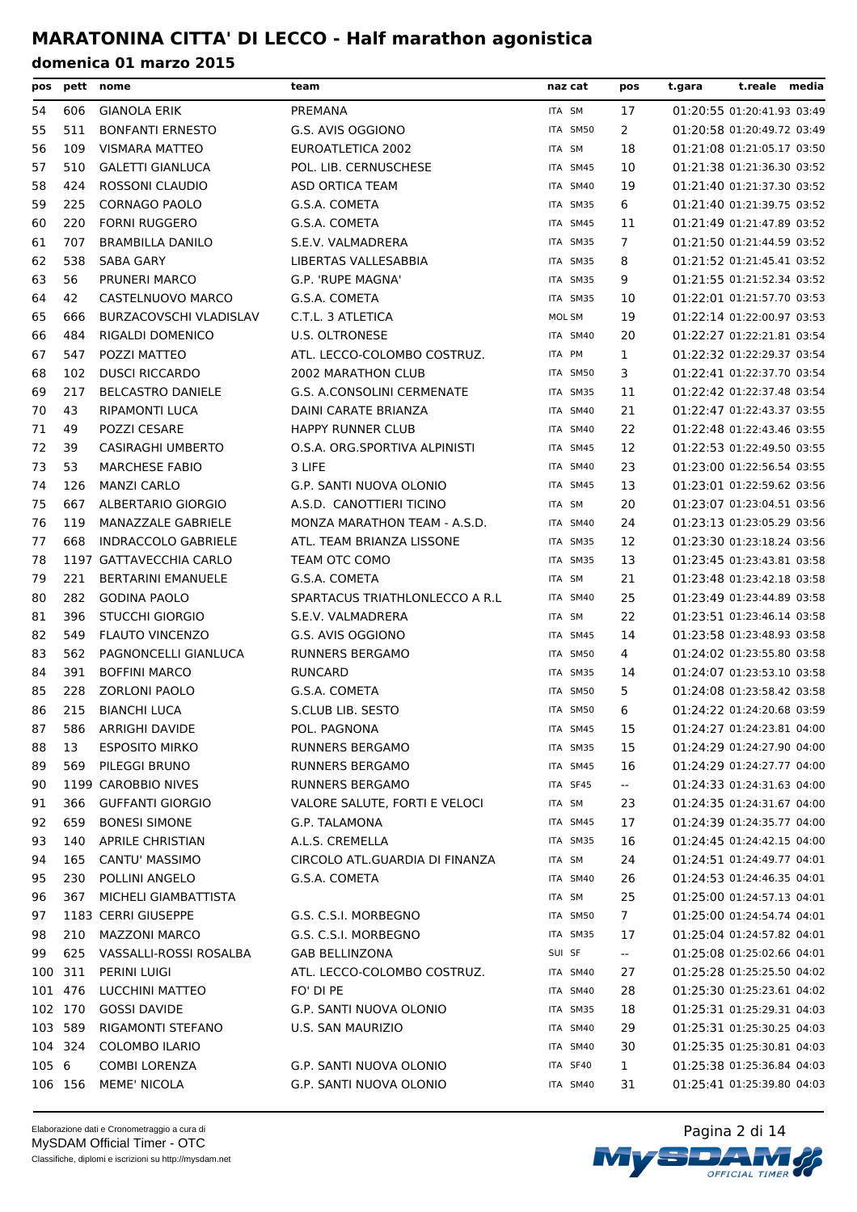# MARATONINA CITTA' DI LECCO - Half marathon agonistica

## domenica 01 marzo 2015

| pos | pett | nome | team | naz | cat | pos | t.gara | t.reale | media |
|---|---|---|---|---|---|---|---|---|---|
| 54 | 606 | GIANOLA ERIK | PREMANA | ITA | SM | 17 | 01:20:55 | 01:20:41.93 | 03:49 |
| 55 | 511 | BONFANTI ERNESTO | G.S. AVIS OGGIONO | ITA | SM50 | 2 | 01:20:58 | 01:20:49.72 | 03:49 |
| 56 | 109 | VISMARA MATTEO | EUROATLETICA 2002 | ITA | SM | 18 | 01:21:08 | 01:21:05.17 | 03:50 |
| 57 | 510 | GALETTI GIANLUCA | POL. LIB. CERNUSCHESE | ITA | SM45 | 10 | 01:21:38 | 01:21:36.30 | 03:52 |
| 58 | 424 | ROSSONI CLAUDIO | ASD ORTICA TEAM | ITA | SM40 | 19 | 01:21:40 | 01:21:37.30 | 03:52 |
| 59 | 225 | CORNAGO PAOLO | G.S.A. COMETA | ITA | SM35 | 6 | 01:21:40 | 01:21:39.75 | 03:52 |
| 60 | 220 | FORNI RUGGERO | G.S.A. COMETA | ITA | SM45 | 11 | 01:21:49 | 01:21:47.89 | 03:52 |
| 61 | 707 | BRAMBILLA DANILO | S.E.V. VALMADRERA | ITA | SM35 | 7 | 01:21:50 | 01:21:44.59 | 03:52 |
| 62 | 538 | SABA GARY | LIBERTAS VALLESABBIA | ITA | SM35 | 8 | 01:21:52 | 01:21:45.41 | 03:52 |
| 63 | 56 | PRUNERI MARCO | G.P. 'RUPE MAGNA' | ITA | SM35 | 9 | 01:21:55 | 01:21:52.34 | 03:52 |
| 64 | 42 | CASTELNUOVO MARCO | G.S.A. COMETA | ITA | SM35 | 10 | 01:22:01 | 01:21:57.70 | 03:53 |
| 65 | 666 | BURZACOVSCHI VLADISLAV | C.T.L. 3 ATLETICA | MOL | SM | 19 | 01:22:14 | 01:22:00.97 | 03:53 |
| 66 | 484 | RIGALDI DOMENICO | U.S. OLTRONESE | ITA | SM40 | 20 | 01:22:27 | 01:22:21.81 | 03:54 |
| 67 | 547 | POZZI MATTEO | ATL. LECCO-COLOMBO COSTRUZ. | ITA | PM | 1 | 01:22:32 | 01:22:29.37 | 03:54 |
| 68 | 102 | DUSCI RICCARDO | 2002 MARATHON CLUB | ITA | SM50 | 3 | 01:22:41 | 01:22:37.70 | 03:54 |
| 69 | 217 | BELCASTRO DANIELE | G.S. A.CONSOLINI CERMENATE | ITA | SM35 | 11 | 01:22:42 | 01:22:37.48 | 03:54 |
| 70 | 43 | RIPAMONTI LUCA | DAINI CARATE BRIANZA | ITA | SM40 | 21 | 01:22:47 | 01:22:43.37 | 03:55 |
| 71 | 49 | POZZI CESARE | HAPPY RUNNER CLUB | ITA | SM40 | 22 | 01:22:48 | 01:22:43.46 | 03:55 |
| 72 | 39 | CASIRAGHI UMBERTO | O.S.A. ORG.SPORTIVA ALPINISTI | ITA | SM45 | 12 | 01:22:53 | 01:22:49.50 | 03:55 |
| 73 | 53 | MARCHESE FABIO | 3 LIFE | ITA | SM40 | 23 | 01:23:00 | 01:22:56.54 | 03:55 |
| 74 | 126 | MANZI CARLO | G.P. SANTI NUOVA OLONIO | ITA | SM45 | 13 | 01:23:01 | 01:22:59.62 | 03:56 |
| 75 | 667 | ALBERTARIO GIORGIO | A.S.D. CANOTTIERI TICINO | ITA | SM | 20 | 01:23:07 | 01:23:04.51 | 03:56 |
| 76 | 119 | MANAZZALE GABRIELE | MONZA MARATHON TEAM - A.S.D. | ITA | SM40 | 24 | 01:23:13 | 01:23:05.29 | 03:56 |
| 77 | 668 | INDRACCOLO GABRIELE | ATL. TEAM BRIANZA LISSONE | ITA | SM35 | 12 | 01:23:30 | 01:23:18.24 | 03:56 |
| 78 | 1197 | GATTAVECCHIA CARLO | TEAM OTC COMO | ITA | SM35 | 13 | 01:23:45 | 01:23:43.81 | 03:58 |
| 79 | 221 | BERTARINI EMANUELE | G.S.A. COMETA | ITA | SM | 21 | 01:23:48 | 01:23:42.18 | 03:58 |
| 80 | 282 | GODINA PAOLO | SPARTACUS TRIATHLONLECCO A R.L | ITA | SM40 | 25 | 01:23:49 | 01:23:44.89 | 03:58 |
| 81 | 396 | STUCCHI GIORGIO | S.E.V. VALMADRERA | ITA | SM | 22 | 01:23:51 | 01:23:46.14 | 03:58 |
| 82 | 549 | FLAUTO VINCENZO | G.S. AVIS OGGIONO | ITA | SM45 | 14 | 01:23:58 | 01:23:48.93 | 03:58 |
| 83 | 562 | PAGNONCELLI GIANLUCA | RUNNERS BERGAMO | ITA | SM50 | 4 | 01:24:02 | 01:23:55.80 | 03:58 |
| 84 | 391 | BOFFINI MARCO | RUNCARD | ITA | SM35 | 14 | 01:24:07 | 01:23:53.10 | 03:58 |
| 85 | 228 | ZORLONI PAOLO | G.S.A. COMETA | ITA | SM50 | 5 | 01:24:08 | 01:23:58.42 | 03:58 |
| 86 | 215 | BIANCHI LUCA | S.CLUB LIB. SESTO | ITA | SM50 | 6 | 01:24:22 | 01:24:20.68 | 03:59 |
| 87 | 586 | ARRIGHI DAVIDE | POL. PAGNONA | ITA | SM45 | 15 | 01:24:27 | 01:24:23.81 | 04:00 |
| 88 | 13 | ESPOSITO MIRKO | RUNNERS BERGAMO | ITA | SM35 | 15 | 01:24:29 | 01:24:27.90 | 04:00 |
| 89 | 569 | PILEGGI BRUNO | RUNNERS BERGAMO | ITA | SM45 | 16 | 01:24:29 | 01:24:27.77 | 04:00 |
| 90 | 1199 | CAROBBIO NIVES | RUNNERS BERGAMO | ITA | SF45 | -- | 01:24:33 | 01:24:31.63 | 04:00 |
| 91 | 366 | GUFFANTI GIORGIO | VALORE SALUTE, FORTI E VELOCI | ITA | SM | 23 | 01:24:35 | 01:24:31.67 | 04:00 |
| 92 | 659 | BONESI SIMONE | G.P. TALAMONA | ITA | SM45 | 17 | 01:24:39 | 01:24:35.77 | 04:00 |
| 93 | 140 | APRILE CHRISTIAN | A.L.S. CREMELLA | ITA | SM35 | 16 | 01:24:45 | 01:24:42.15 | 04:00 |
| 94 | 165 | CANTU' MASSIMO | CIRCOLO ATL.GUARDIA DI FINANZA | ITA | SM | 24 | 01:24:51 | 01:24:49.77 | 04:01 |
| 95 | 230 | POLLINI ANGELO | G.S.A. COMETA | ITA | SM40 | 26 | 01:24:53 | 01:24:46.35 | 04:01 |
| 96 | 367 | MICHELI GIAMBATTISTA | | ITA | SM | 25 | 01:25:00 | 01:24:57.13 | 04:01 |
| 97 | 1183 | CERRI GIUSEPPE | G.S. C.S.I. MORBEGNO | ITA | SM50 | 7 | 01:25:00 | 01:24:54.74 | 04:01 |
| 98 | 210 | MAZZONI MARCO | G.S. C.S.I. MORBEGNO | ITA | SM35 | 17 | 01:25:04 | 01:24:57.82 | 04:01 |
| 99 | 625 | VASSALLI-ROSSI ROSALBA | GAB BELLINZONA | SUI | SF | -- | 01:25:08 | 01:25:02.66 | 04:01 |
| 100 | 311 | PERINI LUIGI | ATL. LECCO-COLOMBO COSTRUZ. | ITA | SM40 | 27 | 01:25:28 | 01:25:25.50 | 04:02 |
| 101 | 476 | LUCCHINI MATTEO | FO' DI PE | ITA | SM40 | 28 | 01:25:30 | 01:25:23.61 | 04:02 |
| 102 | 170 | GOSSI DAVIDE | G.P. SANTI NUOVA OLONIO | ITA | SM35 | 18 | 01:25:31 | 01:25:29.31 | 04:03 |
| 103 | 589 | RIGAMONTI STEFANO | U.S. SAN MAURIZIO | ITA | SM40 | 29 | 01:25:31 | 01:25:30.25 | 04:03 |
| 104 | 324 | COLOMBO ILARIO | | ITA | SM40 | 30 | 01:25:35 | 01:25:30.81 | 04:03 |
| 105 | 6 | COMBI LORENZA | G.P. SANTI NUOVA OLONIO | ITA | SF40 | 1 | 01:25:38 | 01:25:36.84 | 04:03 |
| 106 | 156 | MEME' NICOLA | G.P. SANTI NUOVA OLONIO | ITA | SM40 | 31 | 01:25:41 | 01:25:39.80 | 04:03 |

Elaborazione dati e Cronometraggio a cura di
MySDAM Official Timer - OTC
Classifiche, diplomi e iscrizioni su http://mysdam.net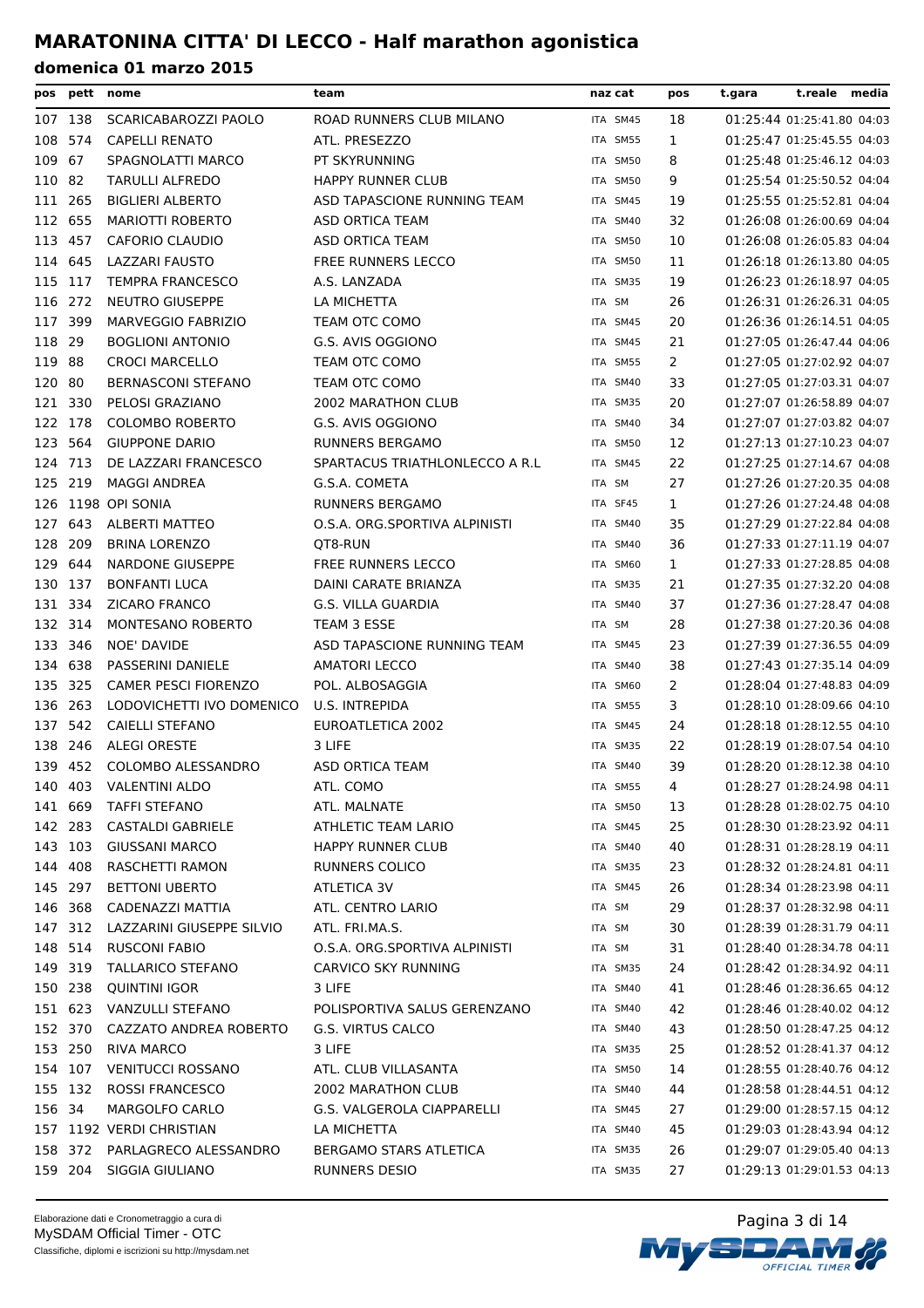# MARATONINA CITTA' DI LECCO - Half marathon agonistica

## domenica 01 marzo 2015

| pos | pett | nome | team | naz | cat | pos | t.gara | t.reale | media |
|---|---|---|---|---|---|---|---|---|---|
| 107 | 138 | SCARICABAROZZI PAOLO | ROAD RUNNERS CLUB MILANO | ITA | SM45 | 18 | 01:25:44 | 01:25:41.80 | 04:03 |
| 108 | 574 | CAPELLI RENATO | ATL. PRESEZZO | ITA | SM55 | 1 | 01:25:47 | 01:25:45.55 | 04:03 |
| 109 | 67 | SPAGNOLATTI MARCO | PT SKYRUNNING | ITA | SM50 | 8 | 01:25:48 | 01:25:46.12 | 04:03 |
| 110 | 82 | TARULLI ALFREDO | HAPPY RUNNER CLUB | ITA | SM50 | 9 | 01:25:54 | 01:25:50.52 | 04:04 |
| 111 | 265 | BIGLIERI ALBERTO | ASD TAPASCIONE RUNNING TEAM | ITA | SM45 | 19 | 01:25:55 | 01:25:52.81 | 04:04 |
| 112 | 655 | MARIOTTI ROBERTO | ASD ORTICA TEAM | ITA | SM40 | 32 | 01:26:08 | 01:26:00.69 | 04:04 |
| 113 | 457 | CAFORIO CLAUDIO | ASD ORTICA TEAM | ITA | SM50 | 10 | 01:26:08 | 01:26:05.83 | 04:04 |
| 114 | 645 | LAZZARI FAUSTO | FREE RUNNERS LECCO | ITA | SM50 | 11 | 01:26:18 | 01:26:13.80 | 04:05 |
| 115 | 117 | TEMPRA FRANCESCO | A.S. LANZADA | ITA | SM35 | 19 | 01:26:23 | 01:26:18.97 | 04:05 |
| 116 | 272 | NEUTRO GIUSEPPE | LA MICHETTA | ITA | SM | 26 | 01:26:31 | 01:26:26.31 | 04:05 |
| 117 | 399 | MARVEGGIO FABRIZIO | TEAM OTC COMO | ITA | SM45 | 20 | 01:26:36 | 01:26:14.51 | 04:05 |
| 118 | 29 | BOGLIONI ANTONIO | G.S. AVIS OGGIONO | ITA | SM45 | 21 | 01:27:05 | 01:26:47.44 | 04:06 |
| 119 | 88 | CROCI MARCELLO | TEAM OTC COMO | ITA | SM55 | 2 | 01:27:05 | 01:27:02.92 | 04:07 |
| 120 | 80 | BERNASCONI STEFANO | TEAM OTC COMO | ITA | SM40 | 33 | 01:27:05 | 01:27:03.31 | 04:07 |
| 121 | 330 | PELOSI GRAZIANO | 2002 MARATHON CLUB | ITA | SM35 | 20 | 01:27:07 | 01:26:58.89 | 04:07 |
| 122 | 178 | COLOMBO ROBERTO | G.S. AVIS OGGIONO | ITA | SM40 | 34 | 01:27:07 | 01:27:03.82 | 04:07 |
| 123 | 564 | GIUPPONE DARIO | RUNNERS BERGAMO | ITA | SM50 | 12 | 01:27:13 | 01:27:10.23 | 04:07 |
| 124 | 713 | DE LAZZARI FRANCESCO | SPARTACUS TRIATHLONLECCO A R.L | ITA | SM45 | 22 | 01:27:25 | 01:27:14.67 | 04:08 |
| 125 | 219 | MAGGI ANDREA | G.S.A. COMETA | ITA | SM | 27 | 01:27:26 | 01:27:20.35 | 04:08 |
| 126 | 1198 | OPI SONIA | RUNNERS BERGAMO | ITA | SF45 | 1 | 01:27:26 | 01:27:24.48 | 04:08 |
| 127 | 643 | ALBERTI MATTEO | O.S.A. ORG.SPORTIVA ALPINISTI | ITA | SM40 | 35 | 01:27:29 | 01:27:22.84 | 04:08 |
| 128 | 209 | BRINA LORENZO | QT8-RUN | ITA | SM40 | 36 | 01:27:33 | 01:27:11.19 | 04:07 |
| 129 | 644 | NARDONE GIUSEPPE | FREE RUNNERS LECCO | ITA | SM60 | 1 | 01:27:33 | 01:27:28.85 | 04:08 |
| 130 | 137 | BONFANTI LUCA | DAINI CARATE BRIANZA | ITA | SM35 | 21 | 01:27:35 | 01:27:32.20 | 04:08 |
| 131 | 334 | ZICARO FRANCO | G.S. VILLA GUARDIA | ITA | SM40 | 37 | 01:27:36 | 01:27:28.47 | 04:08 |
| 132 | 314 | MONTESANO ROBERTO | TEAM 3 ESSE | ITA | SM | 28 | 01:27:38 | 01:27:20.36 | 04:08 |
| 133 | 346 | NOE' DAVIDE | ASD TAPASCIONE RUNNING TEAM | ITA | SM45 | 23 | 01:27:39 | 01:27:36.55 | 04:09 |
| 134 | 638 | PASSERINI DANIELE | AMATORI LECCO | ITA | SM40 | 38 | 01:27:43 | 01:27:35.14 | 04:09 |
| 135 | 325 | CAMER PESCI FIORENZO | POL. ALBOSAGGIA | ITA | SM60 | 2 | 01:28:04 | 01:27:48.83 | 04:09 |
| 136 | 263 | LODOVICHETTI IVO DOMENICO | U.S. INTREPIDA | ITA | SM55 | 3 | 01:28:10 | 01:28:09.66 | 04:10 |
| 137 | 542 | CAIELLI STEFANO | EUROATLETICA 2002 | ITA | SM45 | 24 | 01:28:18 | 01:28:12.55 | 04:10 |
| 138 | 246 | ALEGI ORESTE | 3 LIFE | ITA | SM35 | 22 | 01:28:19 | 01:28:07.54 | 04:10 |
| 139 | 452 | COLOMBO ALESSANDRO | ASD ORTICA TEAM | ITA | SM40 | 39 | 01:28:20 | 01:28:12.38 | 04:10 |
| 140 | 403 | VALENTINI ALDO | ATL. COMO | ITA | SM55 | 4 | 01:28:27 | 01:28:24.98 | 04:11 |
| 141 | 669 | TAFFI STEFANO | ATL. MALNATE | ITA | SM50 | 13 | 01:28:28 | 01:28:02.75 | 04:10 |
| 142 | 283 | CASTALDI GABRIELE | ATHLETIC TEAM LARIO | ITA | SM45 | 25 | 01:28:30 | 01:28:23.92 | 04:11 |
| 143 | 103 | GIUSSANI MARCO | HAPPY RUNNER CLUB | ITA | SM40 | 40 | 01:28:31 | 01:28:28.19 | 04:11 |
| 144 | 408 | RASCHETTI RAMON | RUNNERS COLICO | ITA | SM35 | 23 | 01:28:32 | 01:28:24.81 | 04:11 |
| 145 | 297 | BETTONI UBERTO | ATLETICA 3V | ITA | SM45 | 26 | 01:28:34 | 01:28:23.98 | 04:11 |
| 146 | 368 | CADENAZZI MATTIA | ATL. CENTRO LARIO | ITA | SM | 29 | 01:28:37 | 01:28:32.98 | 04:11 |
| 147 | 312 | LAZZARINI GIUSEPPE SILVIO | ATL. FRI.MA.S. | ITA | SM | 30 | 01:28:39 | 01:28:31.79 | 04:11 |
| 148 | 514 | RUSCONI FABIO | O.S.A. ORG.SPORTIVA ALPINISTI | ITA | SM | 31 | 01:28:40 | 01:28:34.78 | 04:11 |
| 149 | 319 | TALLARICO STEFANO | CARVICO SKY RUNNING | ITA | SM35 | 24 | 01:28:42 | 01:28:34.92 | 04:11 |
| 150 | 238 | QUINTINI IGOR | 3 LIFE | ITA | SM40 | 41 | 01:28:46 | 01:28:36.65 | 04:12 |
| 151 | 623 | VANZULLI STEFANO | POLISPORTIVA SALUS GERENZANO | ITA | SM40 | 42 | 01:28:46 | 01:28:40.02 | 04:12 |
| 152 | 370 | CAZZATO ANDREA ROBERTO | G.S. VIRTUS CALCO | ITA | SM40 | 43 | 01:28:50 | 01:28:47.25 | 04:12 |
| 153 | 250 | RIVA MARCO | 3 LIFE | ITA | SM35 | 25 | 01:28:52 | 01:28:41.37 | 04:12 |
| 154 | 107 | VENITUCCI ROSSANO | ATL. CLUB VILLASANTA | ITA | SM50 | 14 | 01:28:55 | 01:28:40.76 | 04:12 |
| 155 | 132 | ROSSI FRANCESCO | 2002 MARATHON CLUB | ITA | SM40 | 44 | 01:28:58 | 01:28:44.51 | 04:12 |
| 156 | 34 | MARGOLFO CARLO | G.S. VALGEROLA CIAPPARELLI | ITA | SM45 | 27 | 01:29:00 | 01:28:57.15 | 04:12 |
| 157 | 1192 | VERDI CHRISTIAN | LA MICHETTA | ITA | SM40 | 45 | 01:29:03 | 01:28:43.94 | 04:12 |
| 158 | 372 | PARLAGRECO ALESSANDRO | BERGAMO STARS ATLETICA | ITA | SM35 | 26 | 01:29:07 | 01:29:05.40 | 04:13 |
| 159 | 204 | SIGGIA GIULIANO | RUNNERS DESIO | ITA | SM35 | 27 | 01:29:13 | 01:29:01.53 | 04:13 |

Elaborazione dati e Cronometraggio a cura di
MySDAM Official Timer - OTC
Classifiche, diplomi e iscrizioni su http://mysdam.net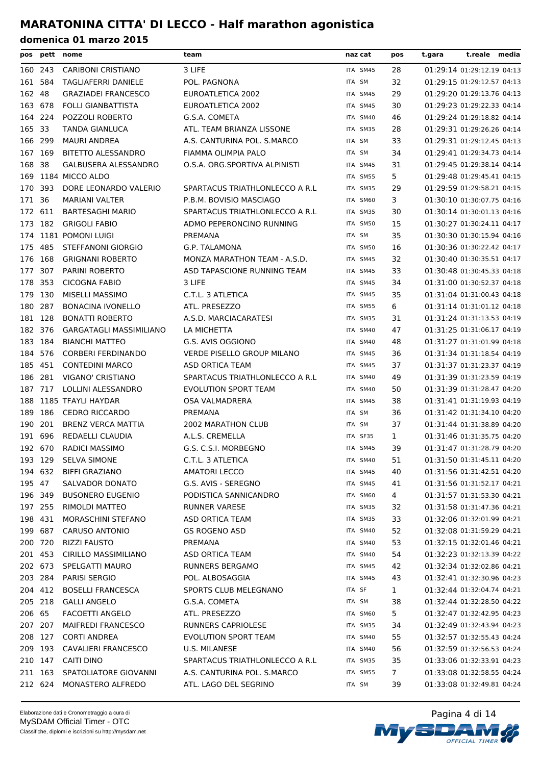# MARATONINA CITTA' DI LECCO - Half marathon agonistica

## domenica 01 marzo 2015

| pos | pett | nome | team | naz | cat | pos | t.gara | t.reale | media |
|---|---|---|---|---|---|---|---|---|---|
| 160 | 243 | CARIBONI CRISTIANO | 3 LIFE | ITA | SM45 | 28 | 01:29:14 | 01:29:12.19 | 04:13 |
| 161 | 584 | TAGLIAFERRI DANIELE | POL. PAGNONA | ITA | SM | 32 | 01:29:15 | 01:29:12.57 | 04:13 |
| 162 | 48 | GRAZIADEI FRANCESCO | EUROATLETICA 2002 | ITA | SM45 | 29 | 01:29:20 | 01:29:13.76 | 04:13 |
| 163 | 678 | FOLLI GIANBATTISTA | EUROATLETICA 2002 | ITA | SM45 | 30 | 01:29:23 | 01:29:22.33 | 04:14 |
| 164 | 224 | POZZOLI ROBERTO | G.S.A. COMETA | ITA | SM40 | 46 | 01:29:24 | 01:29:18.82 | 04:14 |
| 165 | 33 | TANDA GIANLUCA | ATL. TEAM BRIANZA LISSONE | ITA | SM35 | 28 | 01:29:31 | 01:29:26.26 | 04:14 |
| 166 | 299 | MAURI ANDREA | A.S. CANTURINA POL. S.MARCO | ITA | SM | 33 | 01:29:31 | 01:29:12.45 | 04:13 |
| 167 | 169 | BITETTO ALESSANDRO | FIAMMA OLIMPIA PALO | ITA | SM | 34 | 01:29:41 | 01:29:34.73 | 04:14 |
| 168 | 38 | GALBUSERA ALESSANDRO | O.S.A. ORG.SPORTIVA ALPINISTI | ITA | SM45 | 31 | 01:29:45 | 01:29:38.14 | 04:14 |
| 169 | 1184 | MICCO ALDO | | ITA | SM55 | 5 | 01:29:48 | 01:29:45.41 | 04:15 |
| 170 | 393 | DORE LEONARDO VALERIO | SPARTACUS TRIATHLONLECCO A R.L | ITA | SM35 | 29 | 01:29:59 | 01:29:58.21 | 04:15 |
| 171 | 36 | MARIANI VALTER | P.B.M. BOVISIO MASCIAGO | ITA | SM60 | 3 | 01:30:10 | 01:30:07.75 | 04:16 |
| 172 | 611 | BARTESAGHI MARIO | SPARTACUS TRIATHLONLECCO A R.L | ITA | SM35 | 30 | 01:30:14 | 01:30:01.13 | 04:16 |
| 173 | 182 | GRIGOLI FABIO | ADMO PEPERONCINO RUNNING | ITA | SM50 | 15 | 01:30:27 | 01:30:24.11 | 04:17 |
| 174 | 1181 | POMONI LUIGI | PREMANA | ITA | SM | 35 | 01:30:30 | 01:30:15.94 | 04:16 |
| 175 | 485 | STEFFANONI GIORGIO | G.P. TALAMONA | ITA | SM50 | 16 | 01:30:36 | 01:30:22.42 | 04:17 |
| 176 | 168 | GRIGNANI ROBERTO | MONZA MARATHON TEAM - A.S.D. | ITA | SM45 | 32 | 01:30:40 | 01:30:35.51 | 04:17 |
| 177 | 307 | PARINI ROBERTO | ASD TAPASCIONE RUNNING TEAM | ITA | SM45 | 33 | 01:30:48 | 01:30:45.33 | 04:18 |
| 178 | 353 | CICOGNA FABIO | 3 LIFE | ITA | SM45 | 34 | 01:31:00 | 01:30:52.37 | 04:18 |
| 179 | 130 | MISELLI MASSIMO | C.T.L. 3 ATLETICA | ITA | SM45 | 35 | 01:31:04 | 01:31:00.43 | 04:18 |
| 180 | 287 | BONACINA IVONELLO | ATL. PRESEZZO | ITA | SM55 | 6 | 01:31:14 | 01:31:01.12 | 04:18 |
| 181 | 128 | BONATTI ROBERTO | A.S.D. MARCIACARATESI | ITA | SM35 | 31 | 01:31:24 | 01:31:13.53 | 04:19 |
| 182 | 376 | GARGATAGLI MASSIMILIANO | LA MICHETTA | ITA | SM40 | 47 | 01:31:25 | 01:31:06.17 | 04:19 |
| 183 | 184 | BIANCHI MATTEO | G.S. AVIS OGGIONO | ITA | SM40 | 48 | 01:31:27 | 01:31:01.99 | 04:18 |
| 184 | 576 | CORBERI FERDINANDO | VERDE PISELLO GROUP MILANO | ITA | SM45 | 36 | 01:31:34 | 01:31:18.54 | 04:19 |
| 185 | 451 | CONTEDINI MARCO | ASD ORTICA TEAM | ITA | SM45 | 37 | 01:31:37 | 01:31:23.37 | 04:19 |
| 186 | 281 | VIGANO' CRISTIANO | SPARTACUS TRIATHLONLECCO A R.L | ITA | SM40 | 49 | 01:31:39 | 01:31:23.59 | 04:19 |
| 187 | 717 | LOLLINI ALESSANDRO | EVOLUTION SPORT TEAM | ITA | SM40 | 50 | 01:31:39 | 01:31:28.47 | 04:20 |
| 188 | 1185 | TFAYLI HAYDAR | OSA VALMADRERA | ITA | SM45 | 38 | 01:31:41 | 01:31:19.93 | 04:19 |
| 189 | 186 | CEDRO RICCARDO | PREMANA | ITA | SM | 36 | 01:31:42 | 01:31:34.10 | 04:20 |
| 190 | 201 | BRENZ VERCA MATTIA | 2002 MARATHON CLUB | ITA | SM | 37 | 01:31:44 | 01:31:38.89 | 04:20 |
| 191 | 696 | REDAELLI CLAUDIA | A.L.S. CREMELLA | ITA | SF35 | 1 | 01:31:46 | 01:31:35.75 | 04:20 |
| 192 | 670 | RADICI MASSIMO | G.S. C.S.I. MORBEGNO | ITA | SM45 | 39 | 01:31:47 | 01:31:28.79 | 04:20 |
| 193 | 129 | SELVA SIMONE | C.T.L. 3 ATLETICA | ITA | SM40 | 51 | 01:31:50 | 01:31:45.11 | 04:20 |
| 194 | 632 | BIFFI GRAZIANO | AMATORI LECCO | ITA | SM45 | 40 | 01:31:56 | 01:31:42.51 | 04:20 |
| 195 | 47 | SALVADOR DONATO | G.S. AVIS - SEREGNO | ITA | SM45 | 41 | 01:31:56 | 01:31:52.17 | 04:21 |
| 196 | 349 | BUSONERO EUGENIO | PODISTICA SANNICANDRO | ITA | SM60 | 4 | 01:31:57 | 01:31:53.30 | 04:21 |
| 197 | 255 | RIMOLDI MATTEO | RUNNER VARESE | ITA | SM35 | 32 | 01:31:58 | 01:31:47.36 | 04:21 |
| 198 | 431 | MORASCHINI STEFANO | ASD ORTICA TEAM | ITA | SM35 | 33 | 01:32:06 | 01:32:01.99 | 04:21 |
| 199 | 687 | CARUSO ANTONIO | GS ROGENO ASD | ITA | SM40 | 52 | 01:32:08 | 01:31:59.29 | 04:21 |
| 200 | 720 | RIZZI FAUSTO | PREMANA | ITA | SM40 | 53 | 01:32:15 | 01:32:01.46 | 04:21 |
| 201 | 453 | CIRILLO MASSIMILIANO | ASD ORTICA TEAM | ITA | SM40 | 54 | 01:32:23 | 01:32:13.39 | 04:22 |
| 202 | 673 | SPELGATTI MAURO | RUNNERS BERGAMO | ITA | SM45 | 42 | 01:32:34 | 01:32:02.86 | 04:21 |
| 203 | 284 | PARISI SERGIO | POL. ALBOSAGGIA | ITA | SM45 | 43 | 01:32:41 | 01:32:30.96 | 04:23 |
| 204 | 412 | BOSELLI FRANCESCA | SPORTS CLUB MELEGNANO | ITA | SF | 1 | 01:32:44 | 01:32:04.74 | 04:21 |
| 205 | 218 | GALLI ANGELO | G.S.A. COMETA | ITA | SM | 38 | 01:32:44 | 01:32:28.50 | 04:22 |
| 206 | 65 | FACOETTI ANGELO | ATL. PRESEZZO | ITA | SM60 | 5 | 01:32:47 | 01:32:42.95 | 04:23 |
| 207 | 207 | MAIFREDI FRANCESCO | RUNNERS CAPRIOLESE | ITA | SM35 | 34 | 01:32:49 | 01:32:43.94 | 04:23 |
| 208 | 127 | CORTI ANDREA | EVOLUTION SPORT TEAM | ITA | SM40 | 55 | 01:32:57 | 01:32:55.43 | 04:24 |
| 209 | 193 | CAVALIERI FRANCESCO | U.S. MILANESE | ITA | SM40 | 56 | 01:32:59 | 01:32:56.53 | 04:24 |
| 210 | 147 | CAITI DINO | SPARTACUS TRIATHLONLECCO A R.L | ITA | SM35 | 35 | 01:33:06 | 01:32:33.91 | 04:23 |
| 211 | 163 | SPATOLIATORE GIOVANNI | A.S. CANTURINA POL. S.MARCO | ITA | SM55 | 7 | 01:33:08 | 01:32:58.55 | 04:24 |
| 212 | 624 | MONASTERO ALFREDO | ATL. LAGO DEL SEGRINO | ITA | SM | 39 | 01:33:08 | 01:32:49.81 | 04:24 |

Elaborazione dati e Cronometraggio a cura di
MySDAM Official Timer - OTC
Classifiche, diplomi e iscrizioni su http://mysdam.net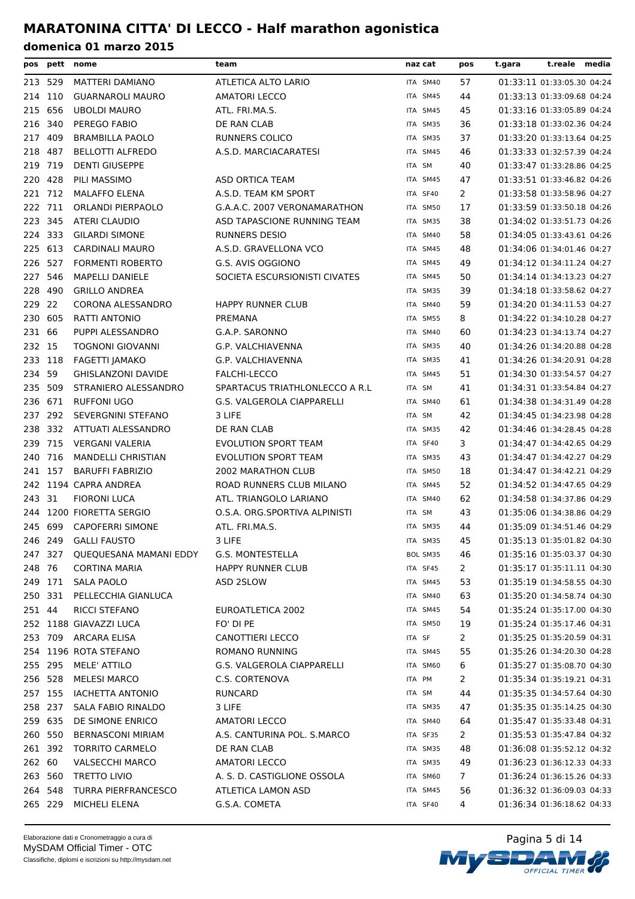# MARATONINA CITTA' DI LECCO - Half marathon agonistica

## domenica 01 marzo 2015

| pos | pett | nome | team | naz | cat | pos | t.gara | t.reale | media |
|---|---|---|---|---|---|---|---|---|---|
| 213 | 529 | MATTERI DAMIANO | ATLETICA ALTO LARIO | ITA | SM40 | 57 | 01:33:11 | 01:33:05.30 | 04:24 |
| 214 | 110 | GUARNAROLI MAURO | AMATORI LECCO | ITA | SM45 | 44 | 01:33:13 | 01:33:09.68 | 04:24 |
| 215 | 656 | UBOLDI MAURO | ATL. FRI.MA.S. | ITA | SM45 | 45 | 01:33:16 | 01:33:05.89 | 04:24 |
| 216 | 340 | PEREGO FABIO | DE RAN CLAB | ITA | SM35 | 36 | 01:33:18 | 01:33:02.36 | 04:24 |
| 217 | 409 | BRAMBILLA PAOLO | RUNNERS COLICO | ITA | SM35 | 37 | 01:33:20 | 01:33:13.64 | 04:25 |
| 218 | 487 | BELLOTTI ALFREDO | A.S.D. MARCIACARATESI | ITA | SM45 | 46 | 01:33:33 | 01:32:57.39 | 04:24 |
| 219 | 719 | DENTI GIUSEPPE | | ITA | SM | 40 | 01:33:47 | 01:33:28.86 | 04:25 |
| 220 | 428 | PILI MASSIMO | ASD ORTICA TEAM | ITA | SM45 | 47 | 01:33:51 | 01:33:46.82 | 04:26 |
| 221 | 712 | MALAFFO ELENA | A.S.D. TEAM KM SPORT | ITA | SF40 | 2 | 01:33:58 | 01:33:58.96 | 04:27 |
| 222 | 711 | ORLANDI PIERPAOLO | G.A.A.C. 2007 VERONAMARATHON | ITA | SM50 | 17 | 01:33:59 | 01:33:50.18 | 04:26 |
| 223 | 345 | ATERI CLAUDIO | ASD TAPASCIONE RUNNING TEAM | ITA | SM35 | 38 | 01:34:02 | 01:33:51.73 | 04:26 |
| 224 | 333 | GILARDI SIMONE | RUNNERS DESIO | ITA | SM40 | 58 | 01:34:05 | 01:33:43.61 | 04:26 |
| 225 | 613 | CARDINALI MAURO | A.S.D. GRAVELLONA VCO | ITA | SM45 | 48 | 01:34:06 | 01:34:01.46 | 04:27 |
| 226 | 527 | FORMENTI ROBERTO | G.S. AVIS OGGIONO | ITA | SM45 | 49 | 01:34:12 | 01:34:11.24 | 04:27 |
| 227 | 546 | MAPELLI DANIELE | SOCIETA ESCURSIONISTI CIVATES | ITA | SM45 | 50 | 01:34:14 | 01:34:13.23 | 04:27 |
| 228 | 490 | GRILLO ANDREA | | ITA | SM35 | 39 | 01:34:18 | 01:33:58.62 | 04:27 |
| 229 | 22 | CORONA ALESSANDRO | HAPPY RUNNER CLUB | ITA | SM40 | 59 | 01:34:20 | 01:34:11.53 | 04:27 |
| 230 | 605 | RATTI ANTONIO | PREMANA | ITA | SM55 | 8 | 01:34:22 | 01:34:10.28 | 04:27 |
| 231 | 66 | PUPPI ALESSANDRO | G.A.P. SARONNO | ITA | SM40 | 60 | 01:34:23 | 01:34:13.74 | 04:27 |
| 232 | 15 | TOGNONI GIOVANNI | G.P. VALCHIAVENNA | ITA | SM35 | 40 | 01:34:26 | 01:34:20.88 | 04:28 |
| 233 | 118 | FAGETTI JAMAKO | G.P. VALCHIAVENNA | ITA | SM35 | 41 | 01:34:26 | 01:34:20.91 | 04:28 |
| 234 | 59 | GHISLANZONI DAVIDE | FALCHI-LECCO | ITA | SM45 | 51 | 01:34:30 | 01:33:54.57 | 04:27 |
| 235 | 509 | STRANIERO ALESSANDRO | SPARTACUS TRIATHLONLECCO A R.L | ITA | SM | 41 | 01:34:31 | 01:33:54.84 | 04:27 |
| 236 | 671 | RUFFONI UGO | G.S. VALGEROLA CIAPPARELLI | ITA | SM40 | 61 | 01:34:38 | 01:34:31.49 | 04:28 |
| 237 | 292 | SEVERGNINI STEFANO | 3 LIFE | ITA | SM | 42 | 01:34:45 | 01:34:23.98 | 04:28 |
| 238 | 332 | ATTUATI ALESSANDRO | DE RAN CLAB | ITA | SM35 | 42 | 01:34:46 | 01:34:28.45 | 04:28 |
| 239 | 715 | VERGANI VALERIA | EVOLUTION SPORT TEAM | ITA | SF40 | 3 | 01:34:47 | 01:34:42.65 | 04:29 |
| 240 | 716 | MANDELLI CHRISTIAN | EVOLUTION SPORT TEAM | ITA | SM35 | 43 | 01:34:47 | 01:34:42.27 | 04:29 |
| 241 | 157 | BARUFFI FABRIZIO | 2002 MARATHON CLUB | ITA | SM50 | 18 | 01:34:47 | 01:34:42.21 | 04:29 |
| 242 | 1194 | CAPRA ANDREA | ROAD RUNNERS CLUB MILANO | ITA | SM45 | 52 | 01:34:52 | 01:34:47.65 | 04:29 |
| 243 | 31 | FIORONI LUCA | ATL. TRIANGOLO LARIANO | ITA | SM40 | 62 | 01:34:58 | 01:34:37.86 | 04:29 |
| 244 | 1200 | FIORETTA SERGIO | O.S.A. ORG.SPORTIVA ALPINISTI | ITA | SM | 43 | 01:35:06 | 01:34:38.86 | 04:29 |
| 245 | 699 | CAPOFERRI SIMONE | ATL. FRI.MA.S. | ITA | SM35 | 44 | 01:35:09 | 01:34:51.46 | 04:29 |
| 246 | 249 | GALLI FAUSTO | 3 LIFE | ITA | SM35 | 45 | 01:35:13 | 01:35:01.82 | 04:30 |
| 247 | 327 | QUEQUESANA MAMANI EDDY | G.S. MONTESTELLA | BOL | SM35 | 46 | 01:35:16 | 01:35:03.37 | 04:30 |
| 248 | 76 | CORTINA MARIA | HAPPY RUNNER CLUB | ITA | SF45 | 2 | 01:35:17 | 01:35:11.11 | 04:30 |
| 249 | 171 | SALA PAOLO | ASD 2SLOW | ITA | SM45 | 53 | 01:35:19 | 01:34:58.55 | 04:30 |
| 250 | 331 | PELLECCHIA GIANLUCA | | ITA | SM40 | 63 | 01:35:20 | 01:34:58.74 | 04:30 |
| 251 | 44 | RICCI STEFANO | EUROATLETICA 2002 | ITA | SM45 | 54 | 01:35:24 | 01:35:17.00 | 04:30 |
| 252 | 1188 | GIAVAZZI LUCA | FO' DI PE | ITA | SM50 | 19 | 01:35:24 | 01:35:17.46 | 04:31 |
| 253 | 709 | ARCARA ELISA | CANOTTIERI LECCO | ITA | SF | 2 | 01:35:25 | 01:35:20.59 | 04:31 |
| 254 | 1196 | ROTA STEFANO | ROMANO RUNNING | ITA | SM45 | 55 | 01:35:26 | 01:34:20.30 | 04:28 |
| 255 | 295 | MELE' ATTILO | G.S. VALGEROLA CIAPPARELLI | ITA | SM60 | 6 | 01:35:27 | 01:35:08.70 | 04:30 |
| 256 | 528 | MELESI MARCO | C.S. CORTENOVA | ITA | PM | 2 | 01:35:34 | 01:35:19.21 | 04:31 |
| 257 | 155 | IACHETTA ANTONIO | RUNCARD | ITA | SM | 44 | 01:35:35 | 01:34:57.64 | 04:30 |
| 258 | 237 | SALA FABIO RINALDO | 3 LIFE | ITA | SM35 | 47 | 01:35:35 | 01:35:14.25 | 04:30 |
| 259 | 635 | DE SIMONE ENRICO | AMATORI LECCO | ITA | SM40 | 64 | 01:35:47 | 01:35:33.48 | 04:31 |
| 260 | 550 | BERNASCONI MIRIAM | A.S. CANTURINA POL. S.MARCO | ITA | SF35 | 2 | 01:35:53 | 01:35:47.84 | 04:32 |
| 261 | 392 | TORRITO CARMELO | DE RAN CLAB | ITA | SM35 | 48 | 01:36:08 | 01:35:52.12 | 04:32 |
| 262 | 60 | VALSECCHI MARCO | AMATORI LECCO | ITA | SM35 | 49 | 01:36:23 | 01:36:12.33 | 04:33 |
| 263 | 560 | TRETTO LIVIO | A. S. D. CASTIGLIONE OSSOLA | ITA | SM60 | 7 | 01:36:24 | 01:36:15.26 | 04:33 |
| 264 | 548 | TURRA PIERFRANCESCO | ATLETICA LAMON ASD | ITA | SM45 | 56 | 01:36:32 | 01:36:09.03 | 04:33 |
| 265 | 229 | MICHELI ELENA | G.S.A. COMETA | ITA | SF40 | 4 | 01:36:34 | 01:36:18.62 | 04:33 |

Elaborazione dati e Cronometraggio a cura di
MySDAM Official Timer - OTC
Classifiche, diplomi e iscrizioni su http://mysdam.net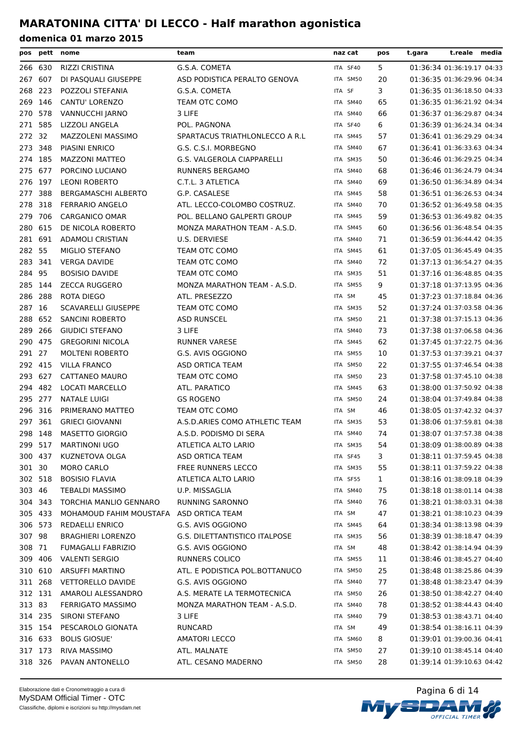# MARATONINA CITTA' DI LECCO - Half marathon agonistica

## domenica 01 marzo 2015

| pos | pett | nome | team | naz | cat | pos | t.gara | t.reale | media |
|---|---|---|---|---|---|---|---|---|---|
| 266 | 630 | RIZZI CRISTINA | G.S.A. COMETA | ITA | SF40 | 5 | 01:36:34 | 01:36:19.17 | 04:33 |
| 267 | 607 | DI PASQUALI GIUSEPPE | ASD PODISTICA PERALTO GENOVA | ITA | SM50 | 20 | 01:36:35 | 01:36:29.96 | 04:34 |
| 268 | 223 | POZZOLI STEFANIA | G.S.A. COMETA | ITA | SF | 3 | 01:36:35 | 01:36:18.50 | 04:33 |
| 269 | 146 | CANTU' LORENZO | TEAM OTC COMO | ITA | SM40 | 65 | 01:36:35 | 01:36:21.92 | 04:34 |
| 270 | 578 | VANNUCCHI JARNO | 3 LIFE | ITA | SM40 | 66 | 01:36:37 | 01:36:29.87 | 04:34 |
| 271 | 585 | LIZZOLI ANGELA | POL. PAGNONA | ITA | SF40 | 6 | 01:36:39 | 01:36:24.34 | 04:34 |
| 272 | 32 | MAZZOLENI MASSIMO | SPARTACUS TRIATHLONLECCO A R.L | ITA | SM45 | 57 | 01:36:41 | 01:36:29.29 | 04:34 |
| 273 | 348 | PIASINI ENRICO | G.S. C.S.I. MORBEGNO | ITA | SM40 | 67 | 01:36:41 | 01:36:33.63 | 04:34 |
| 274 | 185 | MAZZONI MATTEO | G.S. VALGEROLA CIAPPARELLI | ITA | SM35 | 50 | 01:36:46 | 01:36:29.25 | 04:34 |
| 275 | 677 | PORCINO LUCIANO | RUNNERS BERGAMO | ITA | SM40 | 68 | 01:36:46 | 01:36:24.79 | 04:34 |
| 276 | 197 | LEONI ROBERTO | C.T.L. 3 ATLETICA | ITA | SM40 | 69 | 01:36:50 | 01:36:34.89 | 04:34 |
| 277 | 388 | BERGAMASCHI ALBERTO | G.P. CASALESE | ITA | SM45 | 58 | 01:36:51 | 01:36:26.53 | 04:34 |
| 278 | 318 | FERRARIO ANGELO | ATL. LECCO-COLOMBO COSTRUZ. | ITA | SM40 | 70 | 01:36:52 | 01:36:49.58 | 04:35 |
| 279 | 706 | CARGANICO OMAR | POL. BELLANO GALPERTI GROUP | ITA | SM45 | 59 | 01:36:53 | 01:36:49.82 | 04:35 |
| 280 | 615 | DE NICOLA ROBERTO | MONZA MARATHON TEAM - A.S.D. | ITA | SM45 | 60 | 01:36:56 | 01:36:48.54 | 04:35 |
| 281 | 691 | ADAMOLI CRISTIAN | U.S. DERVIESE | ITA | SM40 | 71 | 01:36:59 | 01:36:44.42 | 04:35 |
| 282 | 55 | MIGLIO STEFANO | TEAM OTC COMO | ITA | SM45 | 61 | 01:37:05 | 01:36:45.49 | 04:35 |
| 283 | 341 | VERGA DAVIDE | TEAM OTC COMO | ITA | SM40 | 72 | 01:37:13 | 01:36:54.27 | 04:35 |
| 284 | 95 | BOSISIO DAVIDE | TEAM OTC COMO | ITA | SM35 | 51 | 01:37:16 | 01:36:48.85 | 04:35 |
| 285 | 144 | ZECCA RUGGERO | MONZA MARATHON TEAM - A.S.D. | ITA | SM55 | 9 | 01:37:18 | 01:37:13.95 | 04:36 |
| 286 | 288 | ROTA DIEGO | ATL. PRESEZZO | ITA | SM | 45 | 01:37:23 | 01:37:18.84 | 04:36 |
| 287 | 16 | SCAVARELLI GIUSEPPE | TEAM OTC COMO | ITA | SM35 | 52 | 01:37:24 | 01:37:03.58 | 04:36 |
| 288 | 652 | SANCINI ROBERTO | ASD RUNSCEL | ITA | SM50 | 21 | 01:37:38 | 01:37:15.13 | 04:36 |
| 289 | 266 | GIUDICI STEFANO | 3 LIFE | ITA | SM40 | 73 | 01:37:38 | 01:37:06.58 | 04:36 |
| 290 | 475 | GREGORINI NICOLA | RUNNER VARESE | ITA | SM45 | 62 | 01:37:45 | 01:37:22.75 | 04:36 |
| 291 | 27 | MOLTENI ROBERTO | G.S. AVIS OGGIONO | ITA | SM55 | 10 | 01:37:53 | 01:37:39.21 | 04:37 |
| 292 | 415 | VILLA FRANCO | ASD ORTICA TEAM | ITA | SM50 | 22 | 01:37:55 | 01:37:46.54 | 04:38 |
| 293 | 627 | CATTANEO MAURO | TEAM OTC COMO | ITA | SM50 | 23 | 01:37:58 | 01:37:45.10 | 04:38 |
| 294 | 482 | LOCATI MARCELLO | ATL. PARATICO | ITA | SM45 | 63 | 01:38:00 | 01:37:50.92 | 04:38 |
| 295 | 277 | NATALE LUIGI | GS ROGENO | ITA | SM50 | 24 | 01:38:04 | 01:37:49.84 | 04:38 |
| 296 | 316 | PRIMERANO MATTEO | TEAM OTC COMO | ITA | SM | 46 | 01:38:05 | 01:37:42.32 | 04:37 |
| 297 | 361 | GRIECI GIOVANNI | A.S.D.ARIES COMO ATHLETIC TEAM | ITA | SM35 | 53 | 01:38:06 | 01:37:59.81 | 04:38 |
| 298 | 148 | MASETTO GIORGIO | A.S.D. PODISMO DI SERA | ITA | SM40 | 74 | 01:38:07 | 01:37:57.38 | 04:38 |
| 299 | 517 | MARTINONI UGO | ATLETICA ALTO LARIO | ITA | SM35 | 54 | 01:38:09 | 01:38:00.89 | 04:38 |
| 300 | 437 | KUZNETOVA OLGA | ASD ORTICA TEAM | ITA | SF45 | 3 | 01:38:11 | 01:37:59.45 | 04:38 |
| 301 | 30 | MORO CARLO | FREE RUNNERS LECCO | ITA | SM35 | 55 | 01:38:11 | 01:37:59.22 | 04:38 |
| 302 | 518 | BOSISIO FLAVIA | ATLETICA ALTO LARIO | ITA | SF55 | 1 | 01:38:16 | 01:38:09.18 | 04:39 |
| 303 | 46 | TEBALDI MASSIMO | U.P. MISSAGLIA | ITA | SM40 | 75 | 01:38:18 | 01:38:01.14 | 04:38 |
| 304 | 343 | TORCHIA MANLIO GENNARO | RUNNING SARONNO | ITA | SM40 | 76 | 01:38:21 | 01:38:03.31 | 04:38 |
| 305 | 433 | MOHAMOUD FAHIM MOUSTAFA | ASD ORTICA TEAM | ITA | SM | 47 | 01:38:21 | 01:38:10.23 | 04:39 |
| 306 | 573 | REDAELLI ENRICO | G.S. AVIS OGGIONO | ITA | SM45 | 64 | 01:38:34 | 01:38:13.98 | 04:39 |
| 307 | 98 | BRAGHIERI LORENZO | G.S. DILETTANTISTICO ITALPOSE | ITA | SM35 | 56 | 01:38:39 | 01:38:18.47 | 04:39 |
| 308 | 71 | FUMAGALLI FABRIZIO | G.S. AVIS OGGIONO | ITA | SM | 48 | 01:38:42 | 01:38:14.94 | 04:39 |
| 309 | 406 | VALENTI SERGIO | RUNNERS COLICO | ITA | SM55 | 11 | 01:38:46 | 01:38:45.27 | 04:40 |
| 310 | 610 | ARSUFFI MARTINO | ATL. E PODISTICA POL.BOTTANUCO | ITA | SM50 | 25 | 01:38:48 | 01:38:25.86 | 04:39 |
| 311 | 268 | VETTORELLO DAVIDE | G.S. AVIS OGGIONO | ITA | SM40 | 77 | 01:38:48 | 01:38:23.47 | 04:39 |
| 312 | 131 | AMAROLI ALESSANDRO | A.S. MERATE LA TERMOTECNICA | ITA | SM50 | 26 | 01:38:50 | 01:38:42.27 | 04:40 |
| 313 | 83 | FERRIGATO MASSIMO | MONZA MARATHON TEAM - A.S.D. | ITA | SM40 | 78 | 01:38:52 | 01:38:44.43 | 04:40 |
| 314 | 235 | SIRONI STEFANO | 3 LIFE | ITA | SM40 | 79 | 01:38:53 | 01:38:43.71 | 04:40 |
| 315 | 154 | PESCAROLO GIONATA | RUNCARD | ITA | SM | 49 | 01:38:54 | 01:38:16.11 | 04:39 |
| 316 | 633 | BOLIS GIOSUE' | AMATORI LECCO | ITA | SM60 | 8 | 01:39:01 | 01:39:00.36 | 04:41 |
| 317 | 173 | RIVA MASSIMO | ATL. MALNATE | ITA | SM50 | 27 | 01:39:10 | 01:38:45.14 | 04:40 |
| 318 | 326 | PAVAN ANTONELLO | ATL. CESANO MADERNO | ITA | SM50 | 28 | 01:39:14 | 01:39:10.63 | 04:42 |

Elaborazione dati e Cronometraggio a cura di
MySDAM Official Timer - OTC
Classifiche, diplomi e iscrizioni su http://mysdam.net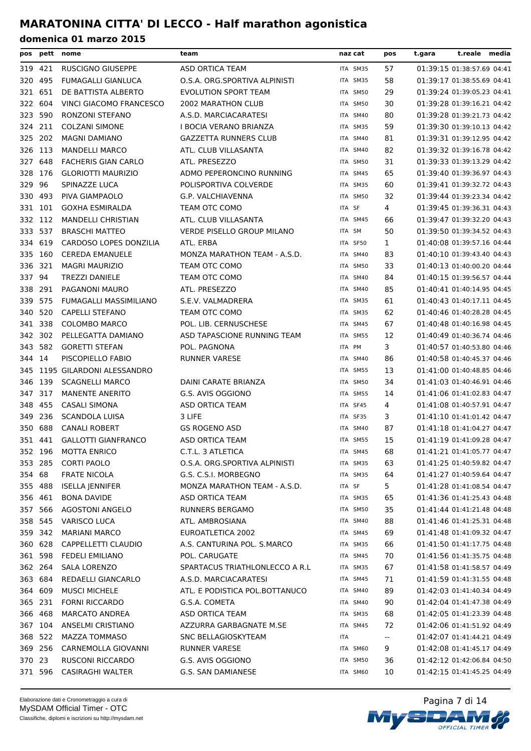# MARATONINA CITTA' DI LECCO - Half marathon agonistica

## domenica 01 marzo 2015

| pos | pett | nome | team | naz | cat | pos | t.gara | t.reale | media |
|---|---|---|---|---|---|---|---|---|---|
| 319 | 421 | RUSCIGNO GIUSEPPE | ASD ORTICA TEAM | ITA | SM35 | 57 | 01:39:15 | 01:38:57.69 | 04:41 |
| 320 | 495 | FUMAGALLI GIANLUCA | O.S.A. ORG.SPORTIVA ALPINISTI | ITA | SM35 | 58 | 01:39:17 | 01:38:55.69 | 04:41 |
| 321 | 651 | DE BATTISTA ALBERTO | EVOLUTION SPORT TEAM | ITA | SM50 | 29 | 01:39:24 | 01:39:05.23 | 04:41 |
| 322 | 604 | VINCI GIACOMO FRANCESCO | 2002 MARATHON CLUB | ITA | SM50 | 30 | 01:39:28 | 01:39:16.21 | 04:42 |
| 323 | 590 | RONZONI STEFANO | A.S.D. MARCIACARATESI | ITA | SM40 | 80 | 01:39:28 | 01:39:21.73 | 04:42 |
| 324 | 211 | COLZANI SIMONE | I BOCIA VERANO BRIANZA | ITA | SM35 | 59 | 01:39:30 | 01:39:10.13 | 04:42 |
| 325 | 202 | MAGNI DAMIANO | GAZZETTA RUNNERS CLUB | ITA | SM40 | 81 | 01:39:31 | 01:39:12.95 | 04:42 |
| 326 | 113 | MANDELLI MARCO | ATL. CLUB VILLASANTA | ITA | SM40 | 82 | 01:39:32 | 01:39:16.78 | 04:42 |
| 327 | 648 | FACHERIS GIAN CARLO | ATL. PRESEZZO | ITA | SM50 | 31 | 01:39:33 | 01:39:13.29 | 04:42 |
| 328 | 176 | GLORIOTTI MAURIZIO | ADMO PEPERONCINO RUNNING | ITA | SM45 | 65 | 01:39:40 | 01:39:36.97 | 04:43 |
| 329 | 96 | SPINAZZE LUCA | POLISPORTIVA COLVERDE | ITA | SM35 | 60 | 01:39:41 | 01:39:32.72 | 04:43 |
| 330 | 493 | PIVA GIAMPAOLO | G.P. VALCHIAVENNA | ITA | SM50 | 32 | 01:39:44 | 01:39:23.34 | 04:42 |
| 331 | 101 | GOXHA ESMIRALDA | TEAM OTC COMO | ITA | SF | 4 | 01:39:45 | 01:39:36.31 | 04:43 |
| 332 | 112 | MANDELLI CHRISTIAN | ATL. CLUB VILLASANTA | ITA | SM45 | 66 | 01:39:47 | 01:39:32.20 | 04:43 |
| 333 | 537 | BRASCHI MATTEO | VERDE PISELLO GROUP MILANO | ITA | SM | 50 | 01:39:50 | 01:39:34.52 | 04:43 |
| 334 | 619 | CARDOSO LOPES DONZILIA | ATL. ERBA | ITA | SF50 | 1 | 01:40:08 | 01:39:57.16 | 04:44 |
| 335 | 160 | CEREDA EMANUELE | MONZA MARATHON TEAM - A.S.D. | ITA | SM40 | 83 | 01:40:10 | 01:39:43.40 | 04:43 |
| 336 | 321 | MAGRI MAURIZIO | TEAM OTC COMO | ITA | SM50 | 33 | 01:40:13 | 01:40:00.20 | 04:44 |
| 337 | 94 | TREZZI DANIELE | TEAM OTC COMO | ITA | SM40 | 84 | 01:40:15 | 01:39:56.57 | 04:44 |
| 338 | 291 | PAGANONI MAURO | ATL. PRESEZZO | ITA | SM40 | 85 | 01:40:41 | 01:40:14.95 | 04:45 |
| 339 | 575 | FUMAGALLI MASSIMILIANO | S.E.V. VALMADRERA | ITA | SM35 | 61 | 01:40:43 | 01:40:17.11 | 04:45 |
| 340 | 520 | CAPELLI STEFANO | TEAM OTC COMO | ITA | SM35 | 62 | 01:40:46 | 01:40:28.28 | 04:45 |
| 341 | 338 | COLOMBO MARCO | POL. LIB. CERNUSCHESE | ITA | SM45 | 67 | 01:40:48 | 01:40:16.98 | 04:45 |
| 342 | 302 | PELLEGATTA DAMIANO | ASD TAPASCIONE RUNNING TEAM | ITA | SM55 | 12 | 01:40:49 | 01:40:36.74 | 04:46 |
| 343 | 582 | GORETTI STEFAN | POL. PAGNONA | ITA | PM | 3 | 01:40:57 | 01:40:53.80 | 04:46 |
| 344 | 14 | PISCOPIELLO FABIO | RUNNER VARESE | ITA | SM40 | 86 | 01:40:58 | 01:40:45.37 | 04:46 |
| 345 | 1195 | GILARDONI ALESSANDRO | | ITA | SM55 | 13 | 01:41:00 | 01:40:48.85 | 04:46 |
| 346 | 139 | SCAGNELLI MARCO | DAINI CARATE BRIANZA | ITA | SM50 | 34 | 01:41:03 | 01:40:46.91 | 04:46 |
| 347 | 317 | MANENTE ANERITO | G.S. AVIS OGGIONO | ITA | SM55 | 14 | 01:41:06 | 01:41:02.83 | 04:47 |
| 348 | 455 | CASALI SIMONA | ASD ORTICA TEAM | ITA | SF45 | 4 | 01:41:08 | 01:40:57.91 | 04:47 |
| 349 | 236 | SCANDOLA LUISA | 3 LIFE | ITA | SF35 | 3 | 01:41:10 | 01:41:01.42 | 04:47 |
| 350 | 688 | CANALI ROBERT | GS ROGENO ASD | ITA | SM40 | 87 | 01:41:18 | 01:41:04.27 | 04:47 |
| 351 | 441 | GALLOTTI GIANFRANCO | ASD ORTICA TEAM | ITA | SM55 | 15 | 01:41:19 | 01:41:09.28 | 04:47 |
| 352 | 196 | MOTTA ENRICO | C.T.L. 3 ATLETICA | ITA | SM45 | 68 | 01:41:21 | 01:41:05.77 | 04:47 |
| 353 | 285 | CORTI PAOLO | O.S.A. ORG.SPORTIVA ALPINISTI | ITA | SM35 | 63 | 01:41:25 | 01:40:59.82 | 04:47 |
| 354 | 68 | FRATE NICOLA | G.S. C.S.I. MORBEGNO | ITA | SM35 | 64 | 01:41:27 | 01:40:59.64 | 04:47 |
| 355 | 488 | ISELLA JENNIFER | MONZA MARATHON TEAM - A.S.D. | ITA | SF | 5 | 01:41:28 | 01:41:08.54 | 04:47 |
| 356 | 461 | BONA DAVIDE | ASD ORTICA TEAM | ITA | SM35 | 65 | 01:41:36 | 01:41:25.43 | 04:48 |
| 357 | 566 | AGOSTONI ANGELO | RUNNERS BERGAMO | ITA | SM50 | 35 | 01:41:44 | 01:41:21.48 | 04:48 |
| 358 | 545 | VARISCO LUCA | ATL. AMBROSIANA | ITA | SM40 | 88 | 01:41:46 | 01:41:25.31 | 04:48 |
| 359 | 342 | MARIANI MARCO | EUROATLETICA 2002 | ITA | SM45 | 69 | 01:41:48 | 01:41:09.32 | 04:47 |
| 360 | 628 | CAPPELLETTI CLAUDIO | A.S. CANTURINA POL. S.MARCO | ITA | SM35 | 66 | 01:41:50 | 01:41:17.75 | 04:48 |
| 361 | 598 | FEDELI EMILIANO | POL. CARUGATE | ITA | SM45 | 70 | 01:41:56 | 01:41:35.75 | 04:48 |
| 362 | 264 | SALA LORENZO | SPARTACUS TRIATHLONLECCO A R.L | ITA | SM35 | 67 | 01:41:58 | 01:41:58.57 | 04:49 |
| 363 | 684 | REDAELLI GIANCARLO | A.S.D. MARCIACARATESI | ITA | SM45 | 71 | 01:41:59 | 01:41:31.55 | 04:48 |
| 364 | 609 | MUSCI MICHELE | ATL. E PODISTICA POL.BOTTANUCO | ITA | SM40 | 89 | 01:42:03 | 01:41:40.34 | 04:49 |
| 365 | 231 | FORNI RICCARDO | G.S.A. COMETA | ITA | SM40 | 90 | 01:42:04 | 01:41:47.38 | 04:49 |
| 366 | 468 | MARCATO ANDREA | ASD ORTICA TEAM | ITA | SM35 | 68 | 01:42:05 | 01:41:23.39 | 04:48 |
| 367 | 104 | ANSELMI CRISTIANO | AZZURRA GARBAGNATE M.SE | ITA | SM45 | 72 | 01:42:06 | 01:41:51.92 | 04:49 |
| 368 | 522 | MAZZA TOMMASO | SNC BELLAGIOSKYTEAM | ITA | | -- | 01:42:07 | 01:41:44.21 | 04:49 |
| 369 | 256 | CARNEMOLLA GIOVANNI | RUNNER VARESE | ITA | SM60 | 9 | 01:42:08 | 01:41:45.17 | 04:49 |
| 370 | 23 | RUSCONI RICCARDO | G.S. AVIS OGGIONO | ITA | SM50 | 36 | 01:42:12 | 01:42:06.84 | 04:50 |
| 371 | 596 | CASIRAGHI WALTER | G.S. SAN DAMIANESE | ITA | SM60 | 10 | 01:42:15 | 01:41:45.25 | 04:49 |

Elaborazione dati e Cronometraggio a cura di
MySDAM Official Timer - OTC
Classifiche, diplomi e iscrizioni su http://mysdam.net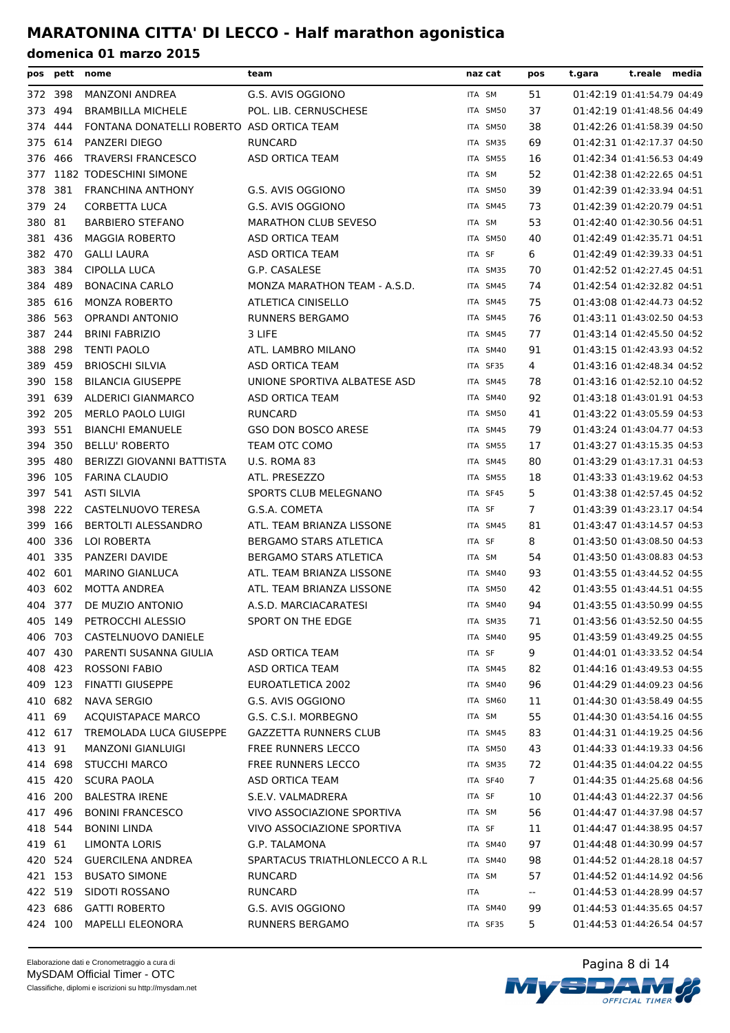# MARATONINA CITTA' DI LECCO - Half marathon agonistica

## domenica 01 marzo 2015

| pos | pett | nome | team | naz | cat | pos | t.gara | t.reale | media |
|---|---|---|---|---|---|---|---|---|---|
| 372 | 398 | MANZONI ANDREA | G.S. AVIS OGGIONO | ITA | SM | 51 | 01:42:19 | 01:41:54.79 | 04:49 |
| 373 | 494 | BRAMBILLA MICHELE | POL. LIB. CERNUSCHESE | ITA | SM50 | 37 | 01:42:19 | 01:41:48.56 | 04:49 |
| 374 | 444 | FONTANA DONATELLI ROBERTO | ASD ORTICA TEAM | ITA | SM50 | 38 | 01:42:26 | 01:41:58.39 | 04:50 |
| 375 | 614 | PANZERI DIEGO | RUNCARD | ITA | SM35 | 69 | 01:42:31 | 01:42:17.37 | 04:50 |
| 376 | 466 | TRAVERSI FRANCESCO | ASD ORTICA TEAM | ITA | SM55 | 16 | 01:42:34 | 01:41:56.53 | 04:49 |
| 377 | 1182 | TODESCHINI SIMONE | | ITA | SM | 52 | 01:42:38 | 01:42:22.65 | 04:51 |
| 378 | 381 | FRANCHINA ANTHONY | G.S. AVIS OGGIONO | ITA | SM50 | 39 | 01:42:39 | 01:42:33.94 | 04:51 |
| 379 | 24 | CORBETTA LUCA | G.S. AVIS OGGIONO | ITA | SM45 | 73 | 01:42:39 | 01:42:20.79 | 04:51 |
| 380 | 81 | BARBIERO STEFANO | MARATHON CLUB SEVESO | ITA | SM | 53 | 01:42:40 | 01:42:30.56 | 04:51 |
| 381 | 436 | MAGGIA ROBERTO | ASD ORTICA TEAM | ITA | SM50 | 40 | 01:42:49 | 01:42:35.71 | 04:51 |
| 382 | 470 | GALLI LAURA | ASD ORTICA TEAM | ITA | SF | 6 | 01:42:49 | 01:42:39.33 | 04:51 |
| 383 | 384 | CIPOLLA LUCA | G.P. CASALESE | ITA | SM35 | 70 | 01:42:52 | 01:42:27.45 | 04:51 |
| 384 | 489 | BONACINA CARLO | MONZA MARATHON TEAM - A.S.D. | ITA | SM45 | 74 | 01:42:54 | 01:42:32.82 | 04:51 |
| 385 | 616 | MONZA ROBERTO | ATLETICA CINISELLO | ITA | SM45 | 75 | 01:43:08 | 01:42:44.73 | 04:52 |
| 386 | 563 | OPRANDI ANTONIO | RUNNERS BERGAMO | ITA | SM45 | 76 | 01:43:11 | 01:43:02.50 | 04:53 |
| 387 | 244 | BRINI FABRIZIO | 3 LIFE | ITA | SM45 | 77 | 01:43:14 | 01:42:45.50 | 04:52 |
| 388 | 298 | TENTI PAOLO | ATL. LAMBRO MILANO | ITA | SM40 | 91 | 01:43:15 | 01:42:43.93 | 04:52 |
| 389 | 459 | BRIOSCHI SILVIA | ASD ORTICA TEAM | ITA | SF35 | 4 | 01:43:16 | 01:42:48.34 | 04:52 |
| 390 | 158 | BILANCIA GIUSEPPE | UNIONE SPORTIVA ALBATESE ASD | ITA | SM45 | 78 | 01:43:16 | 01:42:52.10 | 04:52 |
| 391 | 639 | ALDERICI GIANMARCO | ASD ORTICA TEAM | ITA | SM40 | 92 | 01:43:18 | 01:43:01.91 | 04:53 |
| 392 | 205 | MERLO PAOLO LUIGI | RUNCARD | ITA | SM50 | 41 | 01:43:22 | 01:43:05.59 | 04:53 |
| 393 | 551 | BIANCHI EMANUELE | GSO DON BOSCO ARESE | ITA | SM45 | 79 | 01:43:24 | 01:43:04.77 | 04:53 |
| 394 | 350 | BELLU' ROBERTO | TEAM OTC COMO | ITA | SM55 | 17 | 01:43:27 | 01:43:15.35 | 04:53 |
| 395 | 480 | BERIZZI GIOVANNI BATTISTA | U.S. ROMA 83 | ITA | SM45 | 80 | 01:43:29 | 01:43:17.31 | 04:53 |
| 396 | 105 | FARINA CLAUDIO | ATL. PRESEZZO | ITA | SM55 | 18 | 01:43:33 | 01:43:19.62 | 04:53 |
| 397 | 541 | ASTI SILVIA | SPORTS CLUB MELEGNANO | ITA | SF45 | 5 | 01:43:38 | 01:42:57.45 | 04:52 |
| 398 | 222 | CASTELNUOVO TERESA | G.S.A. COMETA | ITA | SF | 7 | 01:43:39 | 01:43:23.17 | 04:54 |
| 399 | 166 | BERTOLTI ALESSANDRO | ATL. TEAM BRIANZA LISSONE | ITA | SM45 | 81 | 01:43:47 | 01:43:14.57 | 04:53 |
| 400 | 336 | LOI ROBERTA | BERGAMO STARS ATLETICA | ITA | SF | 8 | 01:43:50 | 01:43:08.50 | 04:53 |
| 401 | 335 | PANZERI DAVIDE | BERGAMO STARS ATLETICA | ITA | SM | 54 | 01:43:50 | 01:43:08.83 | 04:53 |
| 402 | 601 | MARINO GIANLUCA | ATL. TEAM BRIANZA LISSONE | ITA | SM40 | 93 | 01:43:55 | 01:43:44.52 | 04:55 |
| 403 | 602 | MOTTA ANDREA | ATL. TEAM BRIANZA LISSONE | ITA | SM50 | 42 | 01:43:55 | 01:43:44.51 | 04:55 |
| 404 | 377 | DE MUZIO ANTONIO | A.S.D. MARCIACARATESI | ITA | SM40 | 94 | 01:43:55 | 01:43:50.99 | 04:55 |
| 405 | 149 | PETROCCHI ALESSIO | SPORT ON THE EDGE | ITA | SM35 | 71 | 01:43:56 | 01:43:52.50 | 04:55 |
| 406 | 703 | CASTELNUOVO DANIELE | | ITA | SM40 | 95 | 01:43:59 | 01:43:49.25 | 04:55 |
| 407 | 430 | PARENTI SUSANNA GIULIA | ASD ORTICA TEAM | ITA | SF | 9 | 01:44:01 | 01:43:33.52 | 04:54 |
| 408 | 423 | ROSSONI FABIO | ASD ORTICA TEAM | ITA | SM45 | 82 | 01:44:16 | 01:43:49.53 | 04:55 |
| 409 | 123 | FINATTI GIUSEPPE | EUROATLETICA 2002 | ITA | SM40 | 96 | 01:44:29 | 01:44:09.23 | 04:56 |
| 410 | 682 | NAVA SERGIO | G.S. AVIS OGGIONO | ITA | SM60 | 11 | 01:44:30 | 01:43:58.49 | 04:55 |
| 411 | 69 | ACQUISTAPACE MARCO | G.S. C.S.I. MORBEGNO | ITA | SM | 55 | 01:44:30 | 01:43:54.16 | 04:55 |
| 412 | 617 | TREMOLADA LUCA GIUSEPPE | GAZZETTA RUNNERS CLUB | ITA | SM45 | 83 | 01:44:31 | 01:44:19.25 | 04:56 |
| 413 | 91 | MANZONI GIANLUIGI | FREE RUNNERS LECCO | ITA | SM50 | 43 | 01:44:33 | 01:44:19.33 | 04:56 |
| 414 | 698 | STUCCHI MARCO | FREE RUNNERS LECCO | ITA | SM35 | 72 | 01:44:35 | 01:44:04.22 | 04:55 |
| 415 | 420 | SCURA PAOLA | ASD ORTICA TEAM | ITA | SF40 | 7 | 01:44:35 | 01:44:25.68 | 04:56 |
| 416 | 200 | BALESTRA IRENE | S.E.V. VALMADRERA | ITA | SF | 10 | 01:44:43 | 01:44:22.37 | 04:56 |
| 417 | 496 | BONINI FRANCESCO | VIVO ASSOCIAZIONE SPORTIVA | ITA | SM | 56 | 01:44:47 | 01:44:37.98 | 04:57 |
| 418 | 544 | BONINI LINDA | VIVO ASSOCIAZIONE SPORTIVA | ITA | SF | 11 | 01:44:47 | 01:44:38.95 | 04:57 |
| 419 | 61 | LIMONTA LORIS | G.P. TALAMONA | ITA | SM40 | 97 | 01:44:48 | 01:44:30.99 | 04:57 |
| 420 | 524 | GUERCILENA ANDREA | SPARTACUS TRIATHLONLECCO A R.L | ITA | SM40 | 98 | 01:44:52 | 01:44:28.18 | 04:57 |
| 421 | 153 | BUSATO SIMONE | RUNCARD | ITA | SM | 57 | 01:44:52 | 01:44:14.92 | 04:56 |
| 422 | 519 | SIDOTI ROSSANO | RUNCARD | ITA | | -- | 01:44:53 | 01:44:28.99 | 04:57 |
| 423 | 686 | GATTI ROBERTO | G.S. AVIS OGGIONO | ITA | SM40 | 99 | 01:44:53 | 01:44:35.65 | 04:57 |
| 424 | 100 | MAPELLI ELEONORA | RUNNERS BERGAMO | ITA | SF35 | 5 | 01:44:53 | 01:44:26.54 | 04:57 |

Elaborazione dati e Cronometraggio a cura di
MySDAM Official Timer - OTC
Classifiche, diplomi e iscrizioni su http://mysdam.net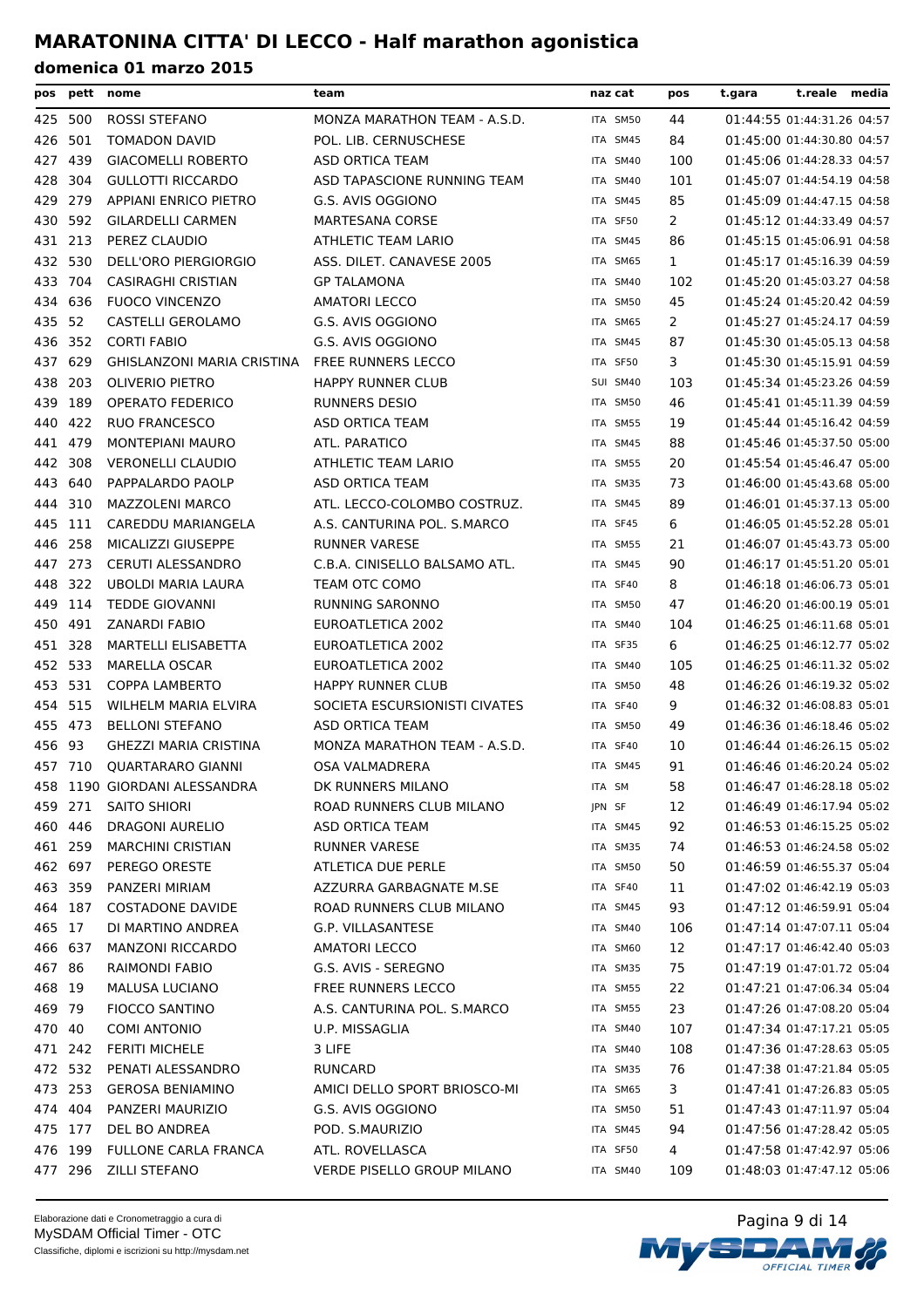# MARATONINA CITTA' DI LECCO - Half marathon agonistica

## domenica 01 marzo 2015

| pos | pett | nome | team | naz | cat | pos | t.gara | t.reale | media |
|---|---|---|---|---|---|---|---|---|---|
| 425 | 500 | ROSSI STEFANO | MONZA MARATHON TEAM - A.S.D. | ITA | SM50 | 44 | 01:44:55 | 01:44:31.26 | 04:57 |
| 426 | 501 | TOMADON DAVID | POL. LIB. CERNUSCHESE | ITA | SM45 | 84 | 01:45:00 | 01:44:30.80 | 04:57 |
| 427 | 439 | GIACOMELLI ROBERTO | ASD ORTICA TEAM | ITA | SM40 | 100 | 01:45:06 | 01:44:28.33 | 04:57 |
| 428 | 304 | GULLOTTI RICCARDO | ASD TAPASCIONE RUNNING TEAM | ITA | SM40 | 101 | 01:45:07 | 01:44:54.19 | 04:58 |
| 429 | 279 | APPIANI ENRICO PIETRO | G.S. AVIS OGGIONO | ITA | SM45 | 85 | 01:45:09 | 01:44:47.15 | 04:58 |
| 430 | 592 | GILARDELLI CARMEN | MARTESANA CORSE | ITA | SF50 | 2 | 01:45:12 | 01:44:33.49 | 04:57 |
| 431 | 213 | PEREZ CLAUDIO | ATHLETIC TEAM LARIO | ITA | SM45 | 86 | 01:45:15 | 01:45:06.91 | 04:58 |
| 432 | 530 | DELL'ORO PIERGIORGIO | ASS. DILET. CANAVESE 2005 | ITA | SM65 | 1 | 01:45:17 | 01:45:16.39 | 04:59 |
| 433 | 704 | CASIRAGHI CRISTIAN | GP TALAMONA | ITA | SM40 | 102 | 01:45:20 | 01:45:03.27 | 04:58 |
| 434 | 636 | FUOCO VINCENZO | AMATORI LECCO | ITA | SM50 | 45 | 01:45:24 | 01:45:20.42 | 04:59 |
| 435 | 52 | CASTELLI GEROLAMO | G.S. AVIS OGGIONO | ITA | SM65 | 2 | 01:45:27 | 01:45:24.17 | 04:59 |
| 436 | 352 | CORTI FABIO | G.S. AVIS OGGIONO | ITA | SM45 | 87 | 01:45:30 | 01:45:05.13 | 04:58 |
| 437 | 629 | GHISLANZONI MARIA CRISTINA | FREE RUNNERS LECCO | ITA | SF50 | 3 | 01:45:30 | 01:45:15.91 | 04:59 |
| 438 | 203 | OLIVERIO PIETRO | HAPPY RUNNER CLUB | SUI | SM40 | 103 | 01:45:34 | 01:45:23.26 | 04:59 |
| 439 | 189 | OPERATO FEDERICO | RUNNERS DESIO | ITA | SM50 | 46 | 01:45:41 | 01:45:11.39 | 04:59 |
| 440 | 422 | RUO FRANCESCO | ASD ORTICA TEAM | ITA | SM55 | 19 | 01:45:44 | 01:45:16.42 | 04:59 |
| 441 | 479 | MONTEPIANI MAURO | ATL. PARATICO | ITA | SM45 | 88 | 01:45:46 | 01:45:37.50 | 05:00 |
| 442 | 308 | VERONELLI CLAUDIO | ATHLETIC TEAM LARIO | ITA | SM55 | 20 | 01:45:54 | 01:45:46.47 | 05:00 |
| 443 | 640 | PAPPALARDO PAOLP | ASD ORTICA TEAM | ITA | SM35 | 73 | 01:46:00 | 01:45:43.68 | 05:00 |
| 444 | 310 | MAZZOLENI MARCO | ATL. LECCO-COLOMBO COSTRUZ. | ITA | SM45 | 89 | 01:46:01 | 01:45:37.13 | 05:00 |
| 445 | 111 | CAREDDU MARIANGELA | A.S. CANTURINA POL. S.MARCO | ITA | SF45 | 6 | 01:46:05 | 01:45:52.28 | 05:01 |
| 446 | 258 | MICALIZZI GIUSEPPE | RUNNER VARESE | ITA | SM55 | 21 | 01:46:07 | 01:45:43.73 | 05:00 |
| 447 | 273 | CERUTI ALESSANDRO | C.B.A. CINISELLO BALSAMO ATL. | ITA | SM45 | 90 | 01:46:17 | 01:45:51.20 | 05:01 |
| 448 | 322 | UBOLDI MARIA LAURA | TEAM OTC COMO | ITA | SF40 | 8 | 01:46:18 | 01:46:06.73 | 05:01 |
| 449 | 114 | TEDDE GIOVANNI | RUNNING SARONNO | ITA | SM50 | 47 | 01:46:20 | 01:46:00.19 | 05:01 |
| 450 | 491 | ZANARDI FABIO | EUROATLETICA 2002 | ITA | SM40 | 104 | 01:46:25 | 01:46:11.68 | 05:01 |
| 451 | 328 | MARTELLI ELISABETTA | EUROATLETICA 2002 | ITA | SF35 | 6 | 01:46:25 | 01:46:12.77 | 05:02 |
| 452 | 533 | MARELLA OSCAR | EUROATLETICA 2002 | ITA | SM40 | 105 | 01:46:25 | 01:46:11.32 | 05:02 |
| 453 | 531 | COPPA LAMBERTO | HAPPY RUNNER CLUB | ITA | SM50 | 48 | 01:46:26 | 01:46:19.32 | 05:02 |
| 454 | 515 | WILHELM MARIA ELVIRA | SOCIETA ESCURSIONISTI CIVATES | ITA | SF40 | 9 | 01:46:32 | 01:46:08.83 | 05:01 |
| 455 | 473 | BELLONI STEFANO | ASD ORTICA TEAM | ITA | SM50 | 49 | 01:46:36 | 01:46:18.46 | 05:02 |
| 456 | 93 | GHEZZI MARIA CRISTINA | MONZA MARATHON TEAM - A.S.D. | ITA | SF40 | 10 | 01:46:44 | 01:46:26.15 | 05:02 |
| 457 | 710 | QUARTARARO GIANNI | OSA VALMADRERA | ITA | SM45 | 91 | 01:46:46 | 01:46:20.24 | 05:02 |
| 458 | 1190 | GIORDANI ALESSANDRA | DK RUNNERS MILANO | ITA | SM | 58 | 01:46:47 | 01:46:28.18 | 05:02 |
| 459 | 271 | SAITO SHIORI | ROAD RUNNERS CLUB MILANO | JPN | SF | 12 | 01:46:49 | 01:46:17.94 | 05:02 |
| 460 | 446 | DRAGONI AURELIO | ASD ORTICA TEAM | ITA | SM45 | 92 | 01:46:53 | 01:46:15.25 | 05:02 |
| 461 | 259 | MARCHINI CRISTIAN | RUNNER VARESE | ITA | SM35 | 74 | 01:46:53 | 01:46:24.58 | 05:02 |
| 462 | 697 | PEREGO ORESTE | ATLETICA DUE PERLE | ITA | SM50 | 50 | 01:46:59 | 01:46:55.37 | 05:04 |
| 463 | 359 | PANZERI MIRIAM | AZZURRA GARBAGNATE M.SE | ITA | SF40 | 11 | 01:47:02 | 01:46:42.19 | 05:03 |
| 464 | 187 | COSTADONE DAVIDE | ROAD RUNNERS CLUB MILANO | ITA | SM45 | 93 | 01:47:12 | 01:46:59.91 | 05:04 |
| 465 | 17 | DI MARTINO ANDREA | G.P. VILLASANTESE | ITA | SM40 | 106 | 01:47:14 | 01:47:07.11 | 05:04 |
| 466 | 637 | MANZONI RICCARDO | AMATORI LECCO | ITA | SM60 | 12 | 01:47:17 | 01:46:42.40 | 05:03 |
| 467 | 86 | RAIMONDI FABIO | G.S. AVIS - SEREGNO | ITA | SM35 | 75 | 01:47:19 | 01:47:01.72 | 05:04 |
| 468 | 19 | MALUSA LUCIANO | FREE RUNNERS LECCO | ITA | SM55 | 22 | 01:47:21 | 01:47:06.34 | 05:04 |
| 469 | 79 | FIOCCO SANTINO | A.S. CANTURINA POL. S.MARCO | ITA | SM55 | 23 | 01:47:26 | 01:47:08.20 | 05:04 |
| 470 | 40 | COMI ANTONIO | U.P. MISSAGLIA | ITA | SM40 | 107 | 01:47:34 | 01:47:17.21 | 05:05 |
| 471 | 242 | FERITI MICHELE | 3 LIFE | ITA | SM40 | 108 | 01:47:36 | 01:47:28.63 | 05:05 |
| 472 | 532 | PENATI ALESSANDRO | RUNCARD | ITA | SM35 | 76 | 01:47:38 | 01:47:21.84 | 05:05 |
| 473 | 253 | GEROSA BENIAMINO | AMICI DELLO SPORT BRIOSCO-MI | ITA | SM65 | 3 | 01:47:41 | 01:47:26.83 | 05:05 |
| 474 | 404 | PANZERI MAURIZIO | G.S. AVIS OGGIONO | ITA | SM50 | 51 | 01:47:43 | 01:47:11.97 | 05:04 |
| 475 | 177 | DEL BO ANDREA | POD. S.MAURIZIO | ITA | SM45 | 94 | 01:47:56 | 01:47:28.42 | 05:05 |
| 476 | 199 | FULLONE CARLA FRANCA | ATL. ROVELLASCA | ITA | SF50 | 4 | 01:47:58 | 01:47:42.97 | 05:06 |
| 477 | 296 | ZILLI STEFANO | VERDE PISELLO GROUP MILANO | ITA | SM40 | 109 | 01:48:03 | 01:47:47.12 | 05:06 |

Elaborazione dati e Cronometraggio a cura di
MySDAM Official Timer - OTC
Classifiche, diplomi e iscrizioni su http://mysdam.net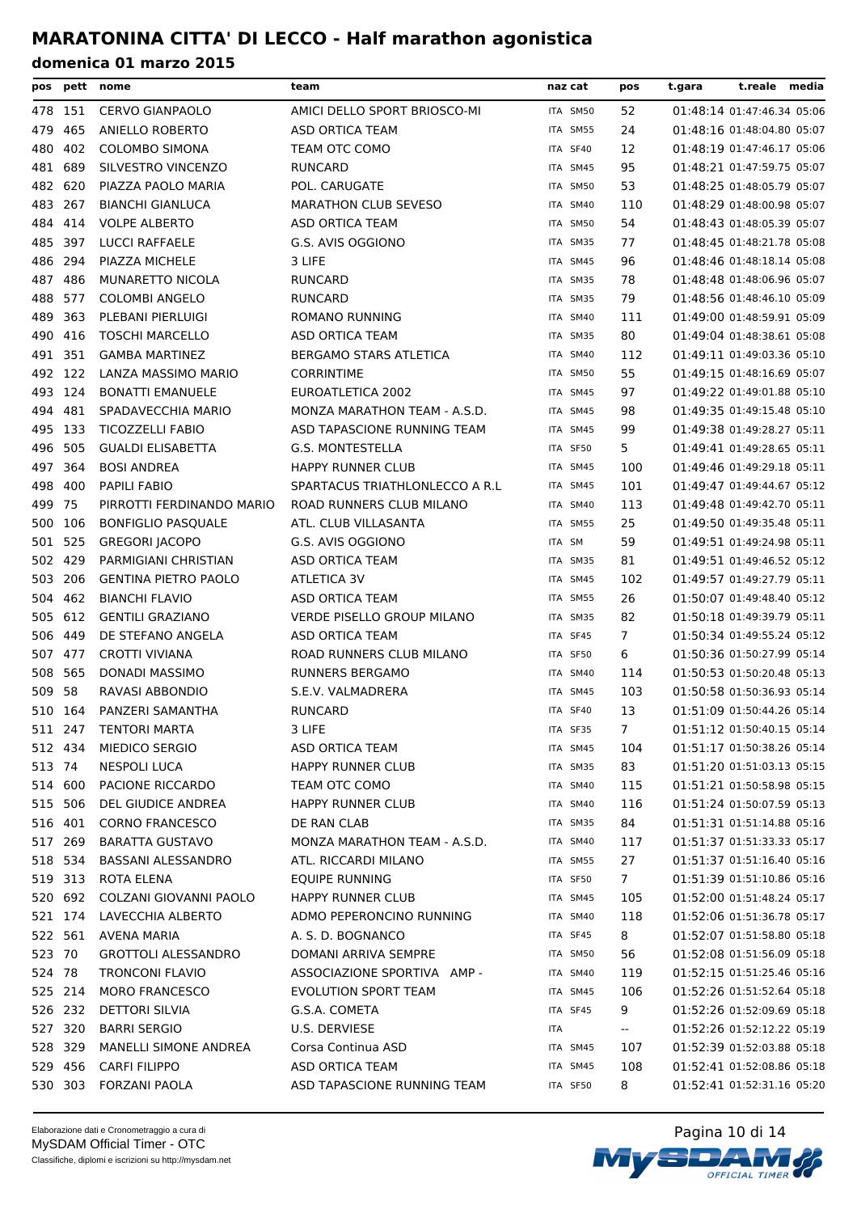# MARATONINA CITTA' DI LECCO - Half marathon agonistica

## domenica 01 marzo 2015

| pos | pett | nome | team | naz | cat | pos | t.gara | t.reale | media |
|---|---|---|---|---|---|---|---|---|---|
| 478 | 151 | CERVO GIANPAOLO | AMICI DELLO SPORT BRIOSCO-MI | ITA | SM50 | 52 | 01:48:14 | 01:47:46.34 | 05:06 |
| 479 | 465 | ANIELLO ROBERTO | ASD ORTICA TEAM | ITA | SM55 | 24 | 01:48:16 | 01:48:04.80 | 05:07 |
| 480 | 402 | COLOMBO SIMONA | TEAM OTC COMO | ITA | SF40 | 12 | 01:48:19 | 01:47:46.17 | 05:06 |
| 481 | 689 | SILVESTRO VINCENZO | RUNCARD | ITA | SM45 | 95 | 01:48:21 | 01:47:59.75 | 05:07 |
| 482 | 620 | PIAZZA PAOLO MARIA | POL. CARUGATE | ITA | SM50 | 53 | 01:48:25 | 01:48:05.79 | 05:07 |
| 483 | 267 | BIANCHI GIANLUCA | MARATHON CLUB SEVESO | ITA | SM40 | 110 | 01:48:29 | 01:48:00.98 | 05:07 |
| 484 | 414 | VOLPE ALBERTO | ASD ORTICA TEAM | ITA | SM50 | 54 | 01:48:43 | 01:48:05.39 | 05:07 |
| 485 | 397 | LUCCI RAFFAELE | G.S. AVIS OGGIONO | ITA | SM35 | 77 | 01:48:45 | 01:48:21.78 | 05:08 |
| 486 | 294 | PIAZZA MICHELE | 3 LIFE | ITA | SM45 | 96 | 01:48:46 | 01:48:18.14 | 05:08 |
| 487 | 486 | MUNARETTO NICOLA | RUNCARD | ITA | SM35 | 78 | 01:48:48 | 01:48:06.96 | 05:07 |
| 488 | 577 | COLOMBI ANGELO | RUNCARD | ITA | SM35 | 79 | 01:48:56 | 01:48:46.10 | 05:09 |
| 489 | 363 | PLEBANI PIERLUIGI | ROMANO RUNNING | ITA | SM40 | 111 | 01:49:00 | 01:48:59.91 | 05:09 |
| 490 | 416 | TOSCHI MARCELLO | ASD ORTICA TEAM | ITA | SM35 | 80 | 01:49:04 | 01:48:38.61 | 05:08 |
| 491 | 351 | GAMBA MARTINEZ | BERGAMO STARS ATLETICA | ITA | SM40 | 112 | 01:49:11 | 01:49:03.36 | 05:10 |
| 492 | 122 | LANZA MASSIMO MARIO | CORRINTIME | ITA | SM50 | 55 | 01:49:15 | 01:48:16.69 | 05:07 |
| 493 | 124 | BONATTI EMANUELE | EUROATLETICA 2002 | ITA | SM45 | 97 | 01:49:22 | 01:49:01.88 | 05:10 |
| 494 | 481 | SPADAVECCHIA MARIO | MONZA MARATHON TEAM - A.S.D. | ITA | SM45 | 98 | 01:49:35 | 01:49:15.48 | 05:10 |
| 495 | 133 | TICOZZELLI FABIO | ASD TAPASCIONE RUNNING TEAM | ITA | SM45 | 99 | 01:49:38 | 01:49:28.27 | 05:11 |
| 496 | 505 | GUALDI ELISABETTA | G.S. MONTESTELLA | ITA | SF50 | 5 | 01:49:41 | 01:49:28.65 | 05:11 |
| 497 | 364 | BOSI ANDREA | HAPPY RUNNER CLUB | ITA | SM45 | 100 | 01:49:46 | 01:49:29.18 | 05:11 |
| 498 | 400 | PAPILI FABIO | SPARTACUS TRIATHLONLECCO A R.L | ITA | SM45 | 101 | 01:49:47 | 01:49:44.67 | 05:12 |
| 499 | 75 | PIRROTTI FERDINANDO MARIO | ROAD RUNNERS CLUB MILANO | ITA | SM40 | 113 | 01:49:48 | 01:49:42.70 | 05:11 |
| 500 | 106 | BONFIGLIO PASQUALE | ATL. CLUB VILLASANTA | ITA | SM55 | 25 | 01:49:50 | 01:49:35.48 | 05:11 |
| 501 | 525 | GREGORI JACOPO | G.S. AVIS OGGIONO | ITA | SM | 59 | 01:49:51 | 01:49:24.98 | 05:11 |
| 502 | 429 | PARMIGIANI CHRISTIAN | ASD ORTICA TEAM | ITA | SM35 | 81 | 01:49:51 | 01:49:46.52 | 05:12 |
| 503 | 206 | GENTINA PIETRO PAOLO | ATLETICA 3V | ITA | SM45 | 102 | 01:49:57 | 01:49:27.79 | 05:11 |
| 504 | 462 | BIANCHI FLAVIO | ASD ORTICA TEAM | ITA | SM55 | 26 | 01:50:07 | 01:49:48.40 | 05:12 |
| 505 | 612 | GENTILI GRAZIANO | VERDE PISELLO GROUP MILANO | ITA | SM35 | 82 | 01:50:18 | 01:49:39.79 | 05:11 |
| 506 | 449 | DE STEFANO ANGELA | ASD ORTICA TEAM | ITA | SF45 | 7 | 01:50:34 | 01:49:55.24 | 05:12 |
| 507 | 477 | CROTTI VIVIANA | ROAD RUNNERS CLUB MILANO | ITA | SF50 | 6 | 01:50:36 | 01:50:27.99 | 05:14 |
| 508 | 565 | DONADI MASSIMO | RUNNERS BERGAMO | ITA | SM40 | 114 | 01:50:53 | 01:50:20.48 | 05:13 |
| 509 | 58 | RAVASI ABBONDIO | S.E.V. VALMADRERA | ITA | SM45 | 103 | 01:50:58 | 01:50:36.93 | 05:14 |
| 510 | 164 | PANZERI SAMANTHA | RUNCARD | ITA | SF40 | 13 | 01:51:09 | 01:50:44.26 | 05:14 |
| 511 | 247 | TENTORI MARTA | 3 LIFE | ITA | SF35 | 7 | 01:51:12 | 01:50:40.15 | 05:14 |
| 512 | 434 | MIEDICO SERGIO | ASD ORTICA TEAM | ITA | SM45 | 104 | 01:51:17 | 01:50:38.26 | 05:14 |
| 513 | 74 | NESPOLI LUCA | HAPPY RUNNER CLUB | ITA | SM35 | 83 | 01:51:20 | 01:51:03.13 | 05:15 |
| 514 | 600 | PACIONE RICCARDO | TEAM OTC COMO | ITA | SM40 | 115 | 01:51:21 | 01:50:58.98 | 05:15 |
| 515 | 506 | DEL GIUDICE ANDREA | HAPPY RUNNER CLUB | ITA | SM40 | 116 | 01:51:24 | 01:50:07.59 | 05:13 |
| 516 | 401 | CORNO FRANCESCO | DE RAN CLAB | ITA | SM35 | 84 | 01:51:31 | 01:51:14.88 | 05:16 |
| 517 | 269 | BARATTA GUSTAVO | MONZA MARATHON TEAM - A.S.D. | ITA | SM40 | 117 | 01:51:37 | 01:51:33.33 | 05:17 |
| 518 | 534 | BASSANI ALESSANDRO | ATL. RICCARDI MILANO | ITA | SM55 | 27 | 01:51:37 | 01:51:16.40 | 05:16 |
| 519 | 313 | ROTA ELENA | EQUIPE RUNNING | ITA | SF50 | 7 | 01:51:39 | 01:51:10.86 | 05:16 |
| 520 | 692 | COLZANI GIOVANNI PAOLO | HAPPY RUNNER CLUB | ITA | SM45 | 105 | 01:52:00 | 01:51:48.24 | 05:17 |
| 521 | 174 | LAVECCHIA ALBERTO | ADMO PEPERONCINO RUNNING | ITA | SM40 | 118 | 01:52:06 | 01:51:36.78 | 05:17 |
| 522 | 561 | AVENA MARIA | A. S. D. BOGNANCO | ITA | SF45 | 8 | 01:52:07 | 01:51:58.80 | 05:18 |
| 523 | 70 | GROTTOLI ALESSANDRO | DOMANI ARRIVA SEMPRE | ITA | SM50 | 56 | 01:52:08 | 01:51:56.09 | 05:18 |
| 524 | 78 | TRONCONI FLAVIO | ASSOCIAZIONE SPORTIVA AMP - | ITA | SM40 | 119 | 01:52:15 | 01:51:25.46 | 05:16 |
| 525 | 214 | MORO FRANCESCO | EVOLUTION SPORT TEAM | ITA | SM45 | 106 | 01:52:26 | 01:51:52.64 | 05:18 |
| 526 | 232 | DETTORI SILVIA | G.S.A. COMETA | ITA | SF45 | 9 | 01:52:26 | 01:52:09.69 | 05:18 |
| 527 | 320 | BARRI SERGIO | U.S. DERVIESE | ITA | | -- | 01:52:26 | 01:52:12.22 | 05:19 |
| 528 | 329 | MANELLI SIMONE ANDREA | Corsa Continua ASD | ITA | SM45 | 107 | 01:52:39 | 01:52:03.88 | 05:18 |
| 529 | 456 | CARFI FILIPPO | ASD ORTICA TEAM | ITA | SM45 | 108 | 01:52:41 | 01:52:08.86 | 05:18 |
| 530 | 303 | FORZANI PAOLA | ASD TAPASCIONE RUNNING TEAM | ITA | SF50 | 8 | 01:52:41 | 01:52:31.16 | 05:20 |

Elaborazione dati e Cronometraggio a cura di
MySDAM Official Timer - OTC
Classifiche, diplomi e iscrizioni su http://mysdam.net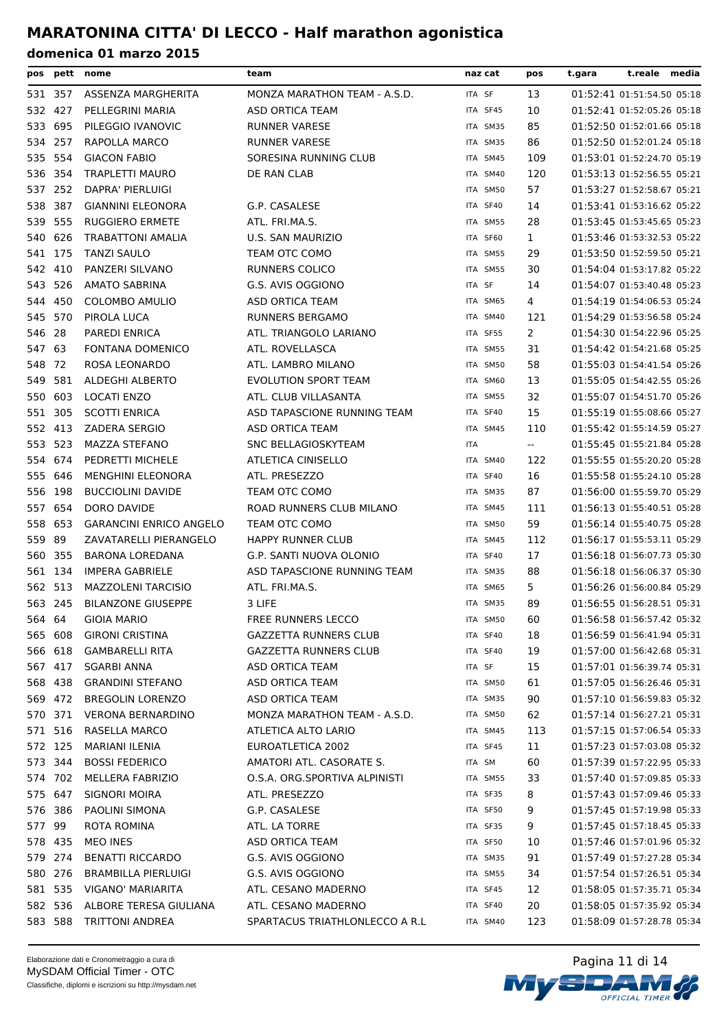# MARATONINA CITTA' DI LECCO - Half marathon agonistica

## domenica 01 marzo 2015

| pos | pett | nome | team | naz | cat | pos | t.gara | t.reale | media |
|---|---|---|---|---|---|---|---|---|---|
| 531 | 357 | ASSENZA MARGHERITA | MONZA MARATHON TEAM - A.S.D. | ITA | SF | 13 | 01:52:41 | 01:51:54.50 | 05:18 |
| 532 | 427 | PELLEGRINI MARIA | ASD ORTICA TEAM | ITA | SF45 | 10 | 01:52:41 | 01:52:05.26 | 05:18 |
| 533 | 695 | PILEGGIO IVANOVIC | RUNNER VARESE | ITA | SM35 | 85 | 01:52:50 | 01:52:01.66 | 05:18 |
| 534 | 257 | RAPOLLA MARCO | RUNNER VARESE | ITA | SM35 | 86 | 01:52:50 | 01:52:01.24 | 05:18 |
| 535 | 554 | GIACON FABIO | SORESINA RUNNING CLUB | ITA | SM45 | 109 | 01:53:01 | 01:52:24.70 | 05:19 |
| 536 | 354 | TRAPLETTI MAURO | DE RAN CLAB | ITA | SM40 | 120 | 01:53:13 | 01:52:56.55 | 05:21 |
| 537 | 252 | DAPRA' PIERLUIGI | | ITA | SM50 | 57 | 01:53:27 | 01:52:58.67 | 05:21 |
| 538 | 387 | GIANNINI ELEONORA | G.P. CASALESE | ITA | SF40 | 14 | 01:53:41 | 01:53:16.62 | 05:22 |
| 539 | 555 | RUGGIERO ERMETE | ATL. FRI.MA.S. | ITA | SM55 | 28 | 01:53:45 | 01:53:45.65 | 05:23 |
| 540 | 626 | TRABATTONI AMALIA | U.S. SAN MAURIZIO | ITA | SF60 | 1 | 01:53:46 | 01:53:32.53 | 05:22 |
| 541 | 175 | TANZI SAULO | TEAM OTC COMO | ITA | SM55 | 29 | 01:53:50 | 01:52:59.50 | 05:21 |
| 542 | 410 | PANZERI SILVANO | RUNNERS COLICO | ITA | SM55 | 30 | 01:54:04 | 01:53:17.82 | 05:22 |
| 543 | 526 | AMATO SABRINA | G.S. AVIS OGGIONO | ITA | SF | 14 | 01:54:07 | 01:53:40.48 | 05:23 |
| 544 | 450 | COLOMBO AMULIO | ASD ORTICA TEAM | ITA | SM65 | 4 | 01:54:19 | 01:54:06.53 | 05:24 |
| 545 | 570 | PIROLA LUCA | RUNNERS BERGAMO | ITA | SM40 | 121 | 01:54:29 | 01:53:56.58 | 05:24 |
| 546 | 28 | PAREDI ENRICA | ATL. TRIANGOLO LARIANO | ITA | SF55 | 2 | 01:54:30 | 01:54:22.96 | 05:25 |
| 547 | 63 | FONTANA DOMENICO | ATL. ROVELLASCA | ITA | SM55 | 31 | 01:54:42 | 01:54:21.68 | 05:25 |
| 548 | 72 | ROSA LEONARDO | ATL. LAMBRO MILANO | ITA | SM50 | 58 | 01:55:03 | 01:54:41.54 | 05:26 |
| 549 | 581 | ALDEGHI ALBERTO | EVOLUTION SPORT TEAM | ITA | SM60 | 13 | 01:55:05 | 01:54:42.55 | 05:26 |
| 550 | 603 | LOCATI ENZO | ATL. CLUB VILLASANTA | ITA | SM55 | 32 | 01:55:07 | 01:54:51.70 | 05:26 |
| 551 | 305 | SCOTTI ENRICA | ASD TAPASCIONE RUNNING TEAM | ITA | SF40 | 15 | 01:55:19 | 01:55:08.66 | 05:27 |
| 552 | 413 | ZADERA SERGIO | ASD ORTICA TEAM | ITA | SM45 | 110 | 01:55:42 | 01:55:14.59 | 05:27 |
| 553 | 523 | MAZZA STEFANO | SNC BELLAGIOSKYTEAM | ITA | | -- | 01:55:45 | 01:55:21.84 | 05:28 |
| 554 | 674 | PEDRETTI MICHELE | ATLETICA CINISELLO | ITA | SM40 | 122 | 01:55:55 | 01:55:20.20 | 05:28 |
| 555 | 646 | MENGHINI ELEONORA | ATL. PRESEZZO | ITA | SF40 | 16 | 01:55:58 | 01:55:24.10 | 05:28 |
| 556 | 198 | BUCCIOLINI DAVIDE | TEAM OTC COMO | ITA | SM35 | 87 | 01:56:00 | 01:55:59.70 | 05:29 |
| 557 | 654 | DORO DAVIDE | ROAD RUNNERS CLUB MILANO | ITA | SM45 | 111 | 01:56:13 | 01:55:40.51 | 05:28 |
| 558 | 653 | GARANCINI ENRICO ANGELO | TEAM OTC COMO | ITA | SM50 | 59 | 01:56:14 | 01:55:40.75 | 05:28 |
| 559 | 89 | ZAVATARELLI PIERANGELO | HAPPY RUNNER CLUB | ITA | SM45 | 112 | 01:56:17 | 01:55:53.11 | 05:29 |
| 560 | 355 | BARONA LOREDANA | G.P. SANTI NUOVA OLONIO | ITA | SF40 | 17 | 01:56:18 | 01:56:07.73 | 05:30 |
| 561 | 134 | IMPERA GABRIELE | ASD TAPASCIONE RUNNING TEAM | ITA | SM35 | 88 | 01:56:18 | 01:56:06.37 | 05:30 |
| 562 | 513 | MAZZOLENI TARCISIO | ATL. FRI.MA.S. | ITA | SM65 | 5 | 01:56:26 | 01:56:00.84 | 05:29 |
| 563 | 245 | BILANZONE GIUSEPPE | 3 LIFE | ITA | SM35 | 89 | 01:56:55 | 01:56:28.51 | 05:31 |
| 564 | 64 | GIOIA MARIO | FREE RUNNERS LECCO | ITA | SM50 | 60 | 01:56:58 | 01:56:57.42 | 05:32 |
| 565 | 608 | GIRONI CRISTINA | GAZZETTA RUNNERS CLUB | ITA | SF40 | 18 | 01:56:59 | 01:56:41.94 | 05:31 |
| 566 | 618 | GAMBARELLI RITA | GAZZETTA RUNNERS CLUB | ITA | SF40 | 19 | 01:57:00 | 01:56:42.68 | 05:31 |
| 567 | 417 | SGARBI ANNA | ASD ORTICA TEAM | ITA | SF | 15 | 01:57:01 | 01:56:39.74 | 05:31 |
| 568 | 438 | GRANDINI STEFANO | ASD ORTICA TEAM | ITA | SM50 | 61 | 01:57:05 | 01:56:26.46 | 05:31 |
| 569 | 472 | BREGOLIN LORENZO | ASD ORTICA TEAM | ITA | SM35 | 90 | 01:57:10 | 01:56:59.83 | 05:32 |
| 570 | 371 | VERONA BERNARDINO | MONZA MARATHON TEAM - A.S.D. | ITA | SM50 | 62 | 01:57:14 | 01:56:27.21 | 05:31 |
| 571 | 516 | RASELLA MARCO | ATLETICA ALTO LARIO | ITA | SM45 | 113 | 01:57:15 | 01:57:06.54 | 05:33 |
| 572 | 125 | MARIANI ILENIA | EUROATLETICA 2002 | ITA | SF45 | 11 | 01:57:23 | 01:57:03.08 | 05:32 |
| 573 | 344 | BOSSI FEDERICO | AMATORI ATL. CASORATE S. | ITA | SM | 60 | 01:57:39 | 01:57:22.95 | 05:33 |
| 574 | 702 | MELLERA FABRIZIO | O.S.A. ORG.SPORTIVA ALPINISTI | ITA | SM55 | 33 | 01:57:40 | 01:57:09.85 | 05:33 |
| 575 | 647 | SIGNORI MOIRA | ATL. PRESEZZO | ITA | SF35 | 8 | 01:57:43 | 01:57:09.46 | 05:33 |
| 576 | 386 | PAOLINI SIMONA | G.P. CASALESE | ITA | SF50 | 9 | 01:57:45 | 01:57:19.98 | 05:33 |
| 577 | 99 | ROTA ROMINA | ATL. LA TORRE | ITA | SF35 | 9 | 01:57:45 | 01:57:18.45 | 05:33 |
| 578 | 435 | MEO INES | ASD ORTICA TEAM | ITA | SF50 | 10 | 01:57:46 | 01:57:01.96 | 05:32 |
| 579 | 274 | BENATTI RICCARDO | G.S. AVIS OGGIONO | ITA | SM35 | 91 | 01:57:49 | 01:57:27.28 | 05:34 |
| 580 | 276 | BRAMBILLA PIERLUIGI | G.S. AVIS OGGIONO | ITA | SM55 | 34 | 01:57:54 | 01:57:26.51 | 05:34 |
| 581 | 535 | VIGANO' MARIARITA | ATL. CESANO MADERNO | ITA | SF45 | 12 | 01:58:05 | 01:57:35.71 | 05:34 |
| 582 | 536 | ALBORE TERESA GIULIANA | ATL. CESANO MADERNO | ITA | SF40 | 20 | 01:58:05 | 01:57:35.92 | 05:34 |
| 583 | 588 | TRITTONI ANDREA | SPARTACUS TRIATHLONLECCO A R.L | ITA | SM40 | 123 | 01:58:09 | 01:57:28.78 | 05:34 |

Elaborazione dati e Cronometraggio a cura di MySDAM Official Timer - OTC
Classifiche, diplomi e iscrizioni su http://mysdam.net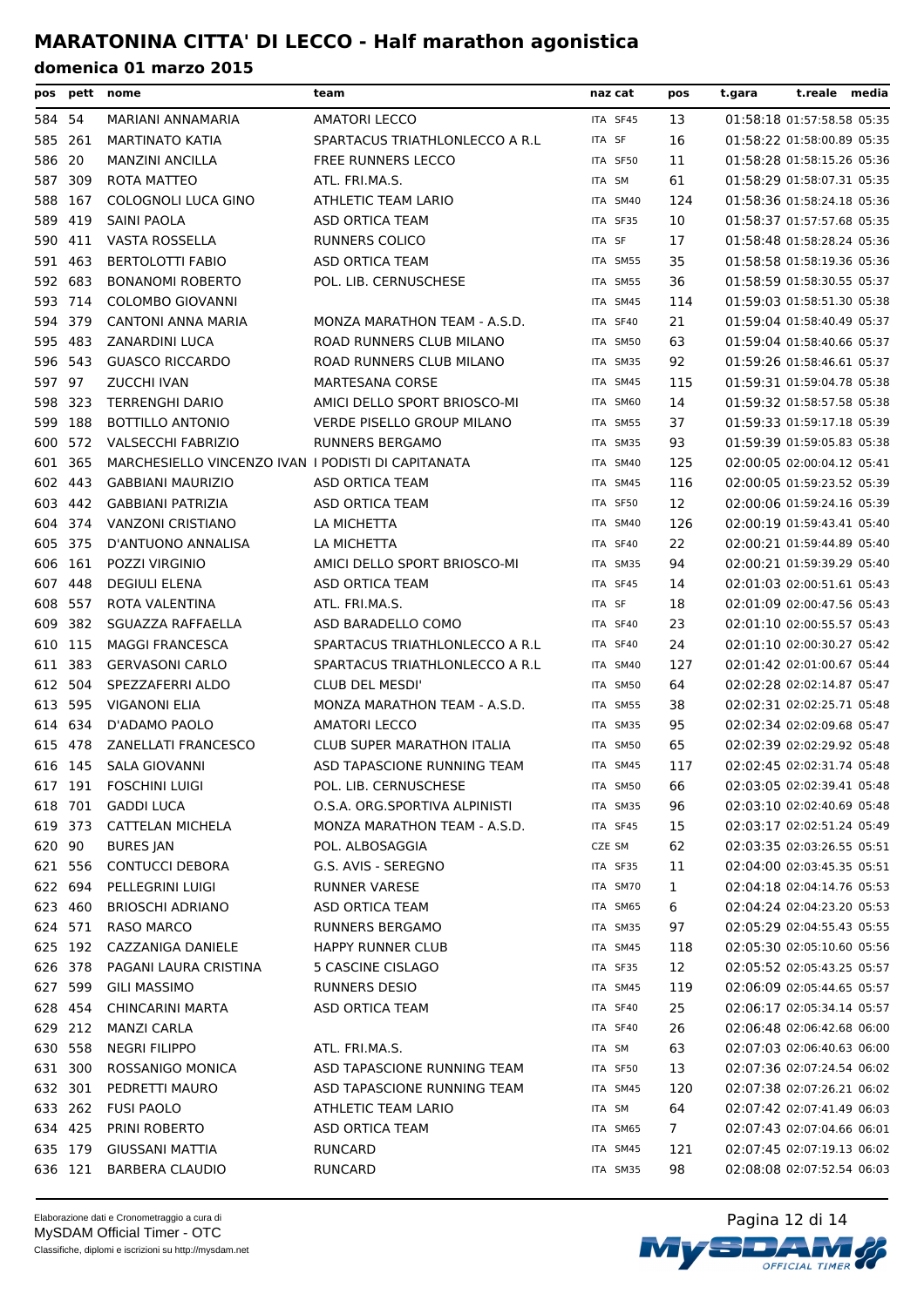# MARATONINA CITTA' DI LECCO - Half marathon agonistica

## domenica 01 marzo 2015

| pos | pett | nome | team | naz | cat | pos | t.gara | t.reale | media |
|---|---|---|---|---|---|---|---|---|---|
| 584 | 54 | MARIANI ANNAMARIA | AMATORI LECCO | ITA | SF45 | 13 | 01:58:18 | 01:57:58.58 | 05:35 |
| 585 | 261 | MARTINATO KATIA | SPARTACUS TRIATHLONLECCO A R.L | ITA | SF | 16 | 01:58:22 | 01:58:00.89 | 05:35 |
| 586 | 20 | MANZINI ANCILLA | FREE RUNNERS LECCO | ITA | SF50 | 11 | 01:58:28 | 01:58:15.26 | 05:36 |
| 587 | 309 | ROTA MATTEO | ATL. FRI.MA.S. | ITA | SM | 61 | 01:58:29 | 01:58:07.31 | 05:35 |
| 588 | 167 | COLOGNOLI LUCA GINO | ATHLETIC TEAM LARIO | ITA | SM40 | 124 | 01:58:36 | 01:58:24.18 | 05:36 |
| 589 | 419 | SAINI PAOLA | ASD ORTICA TEAM | ITA | SF35 | 10 | 01:58:37 | 01:57:57.68 | 05:35 |
| 590 | 411 | VASTA ROSSELLA | RUNNERS COLICO | ITA | SF | 17 | 01:58:48 | 01:58:28.24 | 05:36 |
| 591 | 463 | BERTOLOTTI FABIO | ASD ORTICA TEAM | ITA | SM55 | 35 | 01:58:58 | 01:58:19.36 | 05:36 |
| 592 | 683 | BONANOMI ROBERTO | POL. LIB. CERNUSCHESE | ITA | SM55 | 36 | 01:58:59 | 01:58:30.55 | 05:37 |
| 593 | 714 | COLOMBO GIOVANNI | | ITA | SM45 | 114 | 01:59:03 | 01:58:51.30 | 05:38 |
| 594 | 379 | CANTONI ANNA MARIA | MONZA MARATHON TEAM - A.S.D. | ITA | SF40 | 21 | 01:59:04 | 01:58:40.49 | 05:37 |
| 595 | 483 | ZANARDINI LUCA | ROAD RUNNERS CLUB MILANO | ITA | SM50 | 63 | 01:59:04 | 01:58:40.66 | 05:37 |
| 596 | 543 | GUASCO RICCARDO | ROAD RUNNERS CLUB MILANO | ITA | SM35 | 92 | 01:59:26 | 01:58:46.61 | 05:37 |
| 597 | 97 | ZUCCHI IVAN | MARTESANA CORSE | ITA | SM45 | 115 | 01:59:31 | 01:59:04.78 | 05:38 |
| 598 | 323 | TERRENGHI DARIO | AMICI DELLO SPORT BRIOSCO-MI | ITA | SM60 | 14 | 01:59:32 | 01:58:57.58 | 05:38 |
| 599 | 188 | BOTTILLO ANTONIO | VERDE PISELLO GROUP MILANO | ITA | SM55 | 37 | 01:59:33 | 01:59:17.18 | 05:39 |
| 600 | 572 | VALSECCHI FABRIZIO | RUNNERS BERGAMO | ITA | SM35 | 93 | 01:59:39 | 01:59:05.83 | 05:38 |
| 601 | 365 | MARCHESIELLO VINCENZO IVAN | I PODISTI DI CAPITANATA | ITA | SM40 | 125 | 02:00:05 | 02:00:04.12 | 05:41 |
| 602 | 443 | GABBIANI MAURIZIO | ASD ORTICA TEAM | ITA | SM45 | 116 | 02:00:05 | 01:59:23.52 | 05:39 |
| 603 | 442 | GABBIANI PATRIZIA | ASD ORTICA TEAM | ITA | SF50 | 12 | 02:00:06 | 01:59:24.16 | 05:39 |
| 604 | 374 | VANZONI CRISTIANO | LA MICHETTA | ITA | SM40 | 126 | 02:00:19 | 01:59:43.41 | 05:40 |
| 605 | 375 | D'ANTUONO ANNALISA | LA MICHETTA | ITA | SF40 | 22 | 02:00:21 | 01:59:44.89 | 05:40 |
| 606 | 161 | POZZI VIRGINIO | AMICI DELLO SPORT BRIOSCO-MI | ITA | SM35 | 94 | 02:00:21 | 01:59:39.29 | 05:40 |
| 607 | 448 | DEGIULI ELENA | ASD ORTICA TEAM | ITA | SF45 | 14 | 02:01:03 | 02:00:51.61 | 05:43 |
| 608 | 557 | ROTA VALENTINA | ATL. FRI.MA.S. | ITA | SF | 18 | 02:01:09 | 02:00:47.56 | 05:43 |
| 609 | 382 | SGUAZZA RAFFAELLA | ASD BARADELLO COMO | ITA | SF40 | 23 | 02:01:10 | 02:00:55.57 | 05:43 |
| 610 | 115 | MAGGI FRANCESCA | SPARTACUS TRIATHLONLECCO A R.L | ITA | SF40 | 24 | 02:01:10 | 02:00:30.27 | 05:42 |
| 611 | 383 | GERVASONI CARLO | SPARTACUS TRIATHLONLECCO A R.L | ITA | SM40 | 127 | 02:01:42 | 02:01:00.67 | 05:44 |
| 612 | 504 | SPEZZAFERRI ALDO | CLUB DEL MESDI' | ITA | SM50 | 64 | 02:02:28 | 02:02:14.87 | 05:47 |
| 613 | 595 | VIGANONI ELIA | MONZA MARATHON TEAM - A.S.D. | ITA | SM55 | 38 | 02:02:31 | 02:02:25.71 | 05:48 |
| 614 | 634 | D'ADAMO PAOLO | AMATORI LECCO | ITA | SM35 | 95 | 02:02:34 | 02:02:09.68 | 05:47 |
| 615 | 478 | ZANELLATI FRANCESCO | CLUB SUPER MARATHON ITALIA | ITA | SM50 | 65 | 02:02:39 | 02:02:29.92 | 05:48 |
| 616 | 145 | SALA GIOVANNI | ASD TAPASCIONE RUNNING TEAM | ITA | SM45 | 117 | 02:02:45 | 02:02:31.74 | 05:48 |
| 617 | 191 | FOSCHINI LUIGI | POL. LIB. CERNUSCHESE | ITA | SM50 | 66 | 02:03:05 | 02:02:39.41 | 05:48 |
| 618 | 701 | GADDI LUCA | O.S.A. ORG.SPORTIVA ALPINISTI | ITA | SM35 | 96 | 02:03:10 | 02:02:40.69 | 05:48 |
| 619 | 373 | CATTELAN MICHELA | MONZA MARATHON TEAM - A.S.D. | ITA | SF45 | 15 | 02:03:17 | 02:02:51.24 | 05:49 |
| 620 | 90 | BURES JAN | POL. ALBOSAGGIA | CZE | SM | 62 | 02:03:35 | 02:03:26.55 | 05:51 |
| 621 | 556 | CONTUCCI DEBORA | G.S. AVIS - SEREGNO | ITA | SF35 | 11 | 02:04:00 | 02:03:45.35 | 05:51 |
| 622 | 694 | PELLEGRINI LUIGI | RUNNER VARESE | ITA | SM70 | 1 | 02:04:18 | 02:04:14.76 | 05:53 |
| 623 | 460 | BRIOSCHI ADRIANO | ASD ORTICA TEAM | ITA | SM65 | 6 | 02:04:24 | 02:04:23.20 | 05:53 |
| 624 | 571 | RASO MARCO | RUNNERS BERGAMO | ITA | SM35 | 97 | 02:05:29 | 02:04:55.43 | 05:55 |
| 625 | 192 | CAZZANIGA DANIELE | HAPPY RUNNER CLUB | ITA | SM45 | 118 | 02:05:30 | 02:05:10.60 | 05:56 |
| 626 | 378 | PAGANI LAURA CRISTINA | 5 CASCINE CISLAGO | ITA | SF35 | 12 | 02:05:52 | 02:05:43.25 | 05:57 |
| 627 | 599 | GILI MASSIMO | RUNNERS DESIO | ITA | SM45 | 119 | 02:06:09 | 02:05:44.65 | 05:57 |
| 628 | 454 | CHINCARINI MARTA | ASD ORTICA TEAM | ITA | SF40 | 25 | 02:06:17 | 02:05:34.14 | 05:57 |
| 629 | 212 | MANZI CARLA | | ITA | SF40 | 26 | 02:06:48 | 02:06:42.68 | 06:00 |
| 630 | 558 | NEGRI FILIPPO | ATL. FRI.MA.S. | ITA | SM | 63 | 02:07:03 | 02:06:40.63 | 06:00 |
| 631 | 300 | ROSSANIGO MONICA | ASD TAPASCIONE RUNNING TEAM | ITA | SF50 | 13 | 02:07:36 | 02:07:24.54 | 06:02 |
| 632 | 301 | PEDRETTI MAURO | ASD TAPASCIONE RUNNING TEAM | ITA | SM45 | 120 | 02:07:38 | 02:07:26.21 | 06:02 |
| 633 | 262 | FUSI PAOLO | ATHLETIC TEAM LARIO | ITA | SM | 64 | 02:07:42 | 02:07:41.49 | 06:03 |
| 634 | 425 | PRINI ROBERTO | ASD ORTICA TEAM | ITA | SM65 | 7 | 02:07:43 | 02:07:04.66 | 06:01 |
| 635 | 179 | GIUSSANI MATTIA | RUNCARD | ITA | SM45 | 121 | 02:07:45 | 02:07:19.13 | 06:02 |
| 636 | 121 | BARBERA CLAUDIO | RUNCARD | ITA | SM35 | 98 | 02:08:08 | 02:07:52.54 | 06:03 |

Elaborazione dati e Cronometraggio a cura di
MySDAM Official Timer - OTC
Classifiche, diplomi e iscrizioni su http://mysdam.net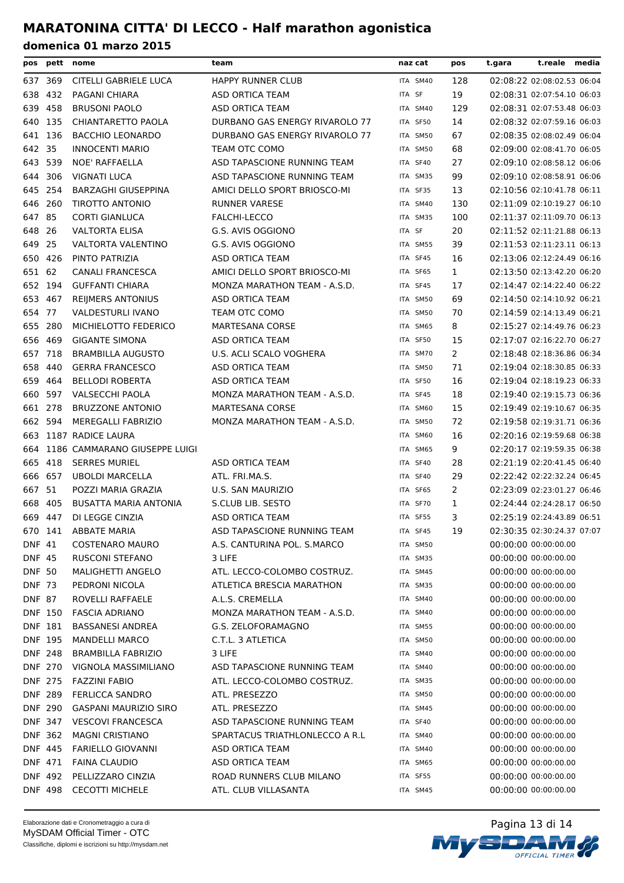# MARATONINA CITTA' DI LECCO - Half marathon agonistica

## domenica 01 marzo 2015

| pos | pett | nome | team | naz | cat | pos | t.gara | t.reale | media |
|---|---|---|---|---|---|---|---|---|---|
| 637 | 369 | CITELLI GABRIELE LUCA | HAPPY RUNNER CLUB | ITA | SM40 | 128 | 02:08:22 | 02:08:02.53 | 06:04 |
| 638 | 432 | PAGANI CHIARA | ASD ORTICA TEAM | ITA | SF | 19 | 02:08:31 | 02:07:54.10 | 06:03 |
| 639 | 458 | BRUSONI PAOLO | ASD ORTICA TEAM | ITA | SM40 | 129 | 02:08:31 | 02:07:53.48 | 06:03 |
| 640 | 135 | CHIANTARETTO PAOLA | DURBANO GAS ENERGY RIVAROLO 77 | ITA | SF50 | 14 | 02:08:32 | 02:07:59.16 | 06:03 |
| 641 | 136 | BACCHIO LEONARDO | DURBANO GAS ENERGY RIVAROLO 77 | ITA | SM50 | 67 | 02:08:35 | 02:08:02.49 | 06:04 |
| 642 | 35 | INNOCENTI MARIO | TEAM OTC COMO | ITA | SM50 | 68 | 02:09:00 | 02:08:41.70 | 06:05 |
| 643 | 539 | NOE' RAFFAELLA | ASD TAPASCIONE RUNNING TEAM | ITA | SF40 | 27 | 02:09:10 | 02:08:58.12 | 06:06 |
| 644 | 306 | VIGNATI LUCA | ASD TAPASCIONE RUNNING TEAM | ITA | SM35 | 99 | 02:09:10 | 02:08:58.91 | 06:06 |
| 645 | 254 | BARZAGHI GIUSEPPINA | AMICI DELLO SPORT BRIOSCO-MI | ITA | SF35 | 13 | 02:10:56 | 02:10:41.78 | 06:11 |
| 646 | 260 | TIROTTO ANTONIO | RUNNER VARESE | ITA | SM40 | 130 | 02:11:09 | 02:10:19.27 | 06:10 |
| 647 | 85 | CORTI GIANLUCA | FALCHI-LECCO | ITA | SM35 | 100 | 02:11:37 | 02:11:09.70 | 06:13 |
| 648 | 26 | VALTORTA ELISA | G.S. AVIS OGGIONO | ITA | SF | 20 | 02:11:52 | 02:11:21.88 | 06:13 |
| 649 | 25 | VALTORTA VALENTINO | G.S. AVIS OGGIONO | ITA | SM55 | 39 | 02:11:53 | 02:11:23.11 | 06:13 |
| 650 | 426 | PINTO PATRIZIA | ASD ORTICA TEAM | ITA | SF45 | 16 | 02:13:06 | 02:12:49.69 | 06:16 |
| 651 | 62 | CANALI FRANCESCA | AMICI DELLO SPORT BRIOSCO-MI | ITA | SF65 | 1 | 02:13:50 | 02:13:42.20 | 06:20 |
| 652 | 194 | GUFFANTI CHIARA | MONZA MARATHON TEAM - A.S.D. | ITA | SF45 | 17 | 02:14:47 | 02:14:22.40 | 06:22 |
| 653 | 467 | REIJMERS ANTONIUS | ASD ORTICA TEAM | ITA | SM50 | 69 | 02:14:50 | 02:14:10.92 | 06:21 |
| 654 | 77 | VALDESTURLI IVANO | TEAM OTC COMO | ITA | SM50 | 70 | 02:14:59 | 02:14:13.49 | 06:21 |
| 655 | 280 | MICHIELOTTO FEDERICO | MARTESANA CORSE | ITA | SM65 | 8 | 02:15:27 | 02:14:49.76 | 06:23 |
| 656 | 469 | GIGANTE SIMONA | ASD ORTICA TEAM | ITA | SF50 | 15 | 02:17:07 | 02:16:22.70 | 06:27 |
| 657 | 718 | BRAMBILLA AUGUSTO | U.S. ACLI SCALO VOGHERA | ITA | SM70 | 2 | 02:18:48 | 02:18:36.86 | 06:34 |
| 658 | 440 | GERRA FRANCESCO | ASD ORTICA TEAM | ITA | SM50 | 71 | 02:19:04 | 02:18:30.85 | 06:33 |
| 659 | 464 | BELLODI ROBERTA | ASD ORTICA TEAM | ITA | SF50 | 16 | 02:19:04 | 02:18:19.23 | 06:33 |
| 660 | 597 | VALSECCHI PAOLA | MONZA MARATHON TEAM - A.S.D. | ITA | SF45 | 18 | 02:19:40 | 02:19:15.73 | 06:36 |
| 661 | 278 | BRUZZONE ANTONIO | MARTESANA CORSE | ITA | SM60 | 15 | 02:19:49 | 02:19:10.67 | 06:35 |
| 662 | 594 | MEREGALLI FABRIZIO | MONZA MARATHON TEAM - A.S.D. | ITA | SM50 | 72 | 02:19:58 | 02:19:31.71 | 06:36 |
| 663 | 1187 | RADICE LAURA | | ITA | SM60 | 16 | 02:20:16 | 02:19:59.68 | 06:38 |
| 664 | 1186 | CAMMARANO GIUSEPPE LUIGI | | ITA | SM65 | 9 | 02:20:17 | 02:19:59.35 | 06:38 |
| 665 | 418 | SERRES MURIEL | ASD ORTICA TEAM | ITA | SF40 | 28 | 02:21:19 | 02:20:41.45 | 06:40 |
| 666 | 657 | UBOLDI MARCELLA | ATL. FRI.MA.S. | ITA | SF40 | 29 | 02:22:42 | 02:22:32.24 | 06:45 |
| 667 | 51 | POZZI MARIA GRAZIA | U.S. SAN MAURIZIO | ITA | SF65 | 2 | 02:23:09 | 02:23:01.27 | 06:46 |
| 668 | 405 | BUSATTA MARIA ANTONIA | S.CLUB LIB. SESTO | ITA | SF70 | 1 | 02:24:44 | 02:24:28.17 | 06:50 |
| 669 | 447 | DI LEGGE CINZIA | ASD ORTICA TEAM | ITA | SF55 | 3 | 02:25:19 | 02:24:43.89 | 06:51 |
| 670 | 141 | ABBATE MARIA | ASD TAPASCIONE RUNNING TEAM | ITA | SF45 | 19 | 02:30:35 | 02:30:24.37 | 07:07 |
| DNF | 41 | COSTENARO MAURO | A.S. CANTURINA POL. S.MARCO | ITA | SM50 | | 00:00:00 | 00:00:00.00 | |
| DNF | 45 | RUSCONI STEFANO | 3 LIFE | ITA | SM35 | | 00:00:00 | 00:00:00.00 | |
| DNF | 50 | MALIGHETTI ANGELO | ATL. LECCO-COLOMBO COSTRUZ. | ITA | SM45 | | 00:00:00 | 00:00:00.00 | |
| DNF | 73 | PEDRONI NICOLA | ATLETICA BRESCIA MARATHON | ITA | SM35 | | 00:00:00 | 00:00:00.00 | |
| DNF | 87 | ROVELLI RAFFAELE | A.L.S. CREMELLA | ITA | SM40 | | 00:00:00 | 00:00:00.00 | |
| DNF | 150 | FASCIA ADRIANO | MONZA MARATHON TEAM - A.S.D. | ITA | SM40 | | 00:00:00 | 00:00:00.00 | |
| DNF | 181 | BASSANESI ANDREA | G.S. ZELOFORAMAGNO | ITA | SM55 | | 00:00:00 | 00:00:00.00 | |
| DNF | 195 | MANDELLI MARCO | C.T.L. 3 ATLETICA | ITA | SM50 | | 00:00:00 | 00:00:00.00 | |
| DNF | 248 | BRAMBILLA FABRIZIO | 3 LIFE | ITA | SM40 | | 00:00:00 | 00:00:00.00 | |
| DNF | 270 | VIGNOLA MASSIMILIANO | ASD TAPASCIONE RUNNING TEAM | ITA | SM40 | | 00:00:00 | 00:00:00.00 | |
| DNF | 275 | FAZZINI FABIO | ATL. LECCO-COLOMBO COSTRUZ. | ITA | SM35 | | 00:00:00 | 00:00:00.00 | |
| DNF | 289 | FERLICCA SANDRO | ATL. PRESEZZO | ITA | SM50 | | 00:00:00 | 00:00:00.00 | |
| DNF | 290 | GASPANI MAURIZIO SIRO | ATL. PRESEZZO | ITA | SM45 | | 00:00:00 | 00:00:00.00 | |
| DNF | 347 | VESCOVI FRANCESCA | ASD TAPASCIONE RUNNING TEAM | ITA | SF40 | | 00:00:00 | 00:00:00.00 | |
| DNF | 362 | MAGNI CRISTIANO | SPARTACUS TRIATHLONLECCO A R.L | ITA | SM40 | | 00:00:00 | 00:00:00.00 | |
| DNF | 445 | FARIELLO GIOVANNI | ASD ORTICA TEAM | ITA | SM40 | | 00:00:00 | 00:00:00.00 | |
| DNF | 471 | FAINA CLAUDIO | ASD ORTICA TEAM | ITA | SM65 | | 00:00:00 | 00:00:00.00 | |
| DNF | 492 | PELLIZZARO CINZIA | ROAD RUNNERS CLUB MILANO | ITA | SF55 | | 00:00:00 | 00:00:00.00 | |
| DNF | 498 | CECOTTI MICHELE | ATL. CLUB VILLASANTA | ITA | SM45 | | 00:00:00 | 00:00:00.00 | |

Elaborazione dati e Cronometraggio a cura di
MySDAM Official Timer - OTC
Classifiche, diplomi e iscrizioni su http://mysdam.net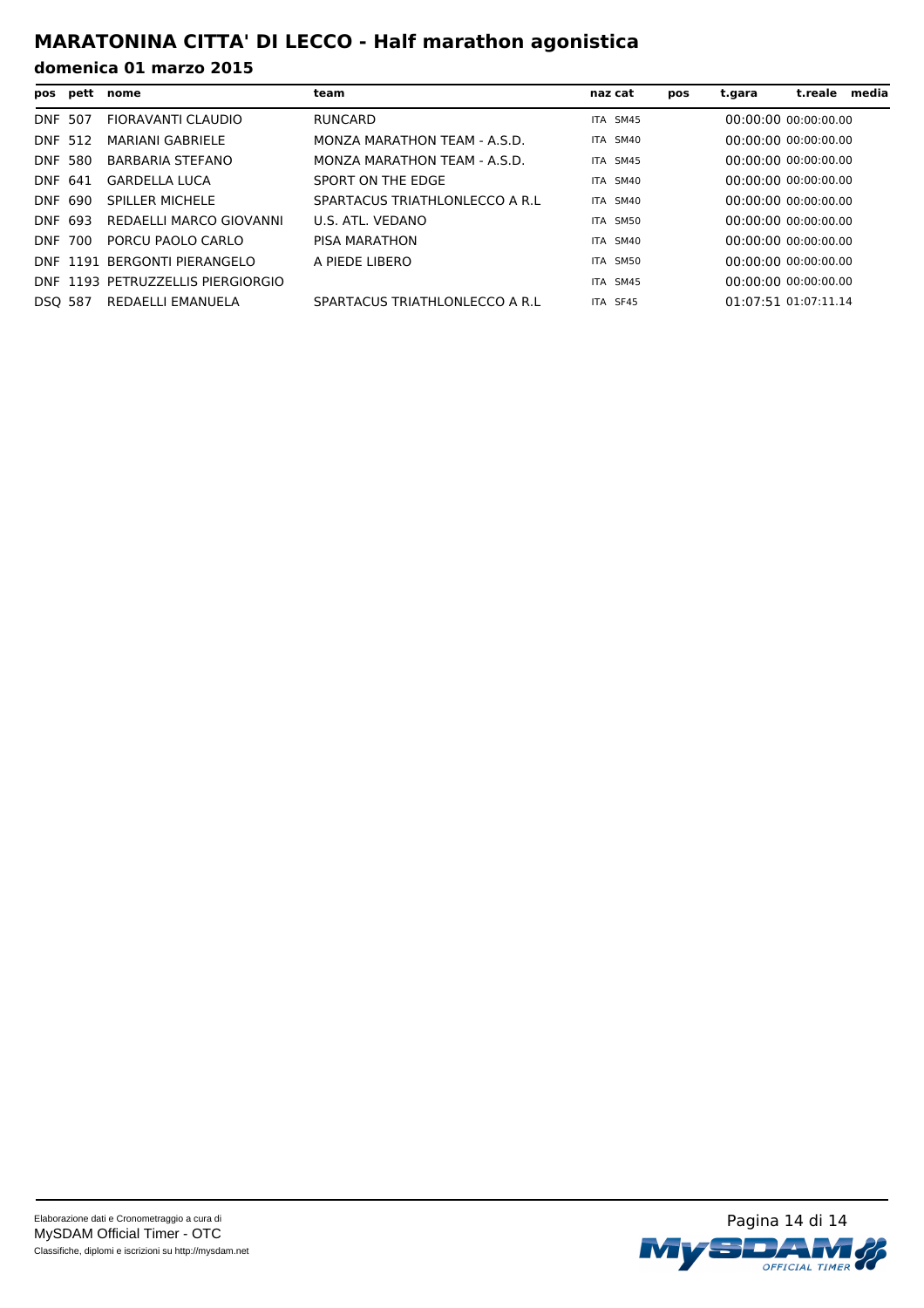# MARATONINA CITTA' DI LECCO - Half marathon agonistica

## domenica 01 marzo 2015

| pos | pett | nome | team | naz | cat | pos | t.gara | t.reale | media |
|---|---|---|---|---|---|---|---|---|---|
| DNF | 507 | FIORAVANTI CLAUDIO | RUNCARD | ITA | SM45 | | 00:00:00 | 00:00:00.00 | |
| DNF | 512 | MARIANI GABRIELE | MONZA MARATHON TEAM - A.S.D. | ITA | SM40 | | 00:00:00 | 00:00:00.00 | |
| DNF | 580 | BARBARIA STEFANO | MONZA MARATHON TEAM - A.S.D. | ITA | SM45 | | 00:00:00 | 00:00:00.00 | |
| DNF | 641 | GARDELLA LUCA | SPORT ON THE EDGE | ITA | SM40 | | 00:00:00 | 00:00:00.00 | |
| DNF | 690 | SPILLER MICHELE | SPARTACUS TRIATHLONLECCO A R.L | ITA | SM40 | | 00:00:00 | 00:00:00.00 | |
| DNF | 693 | REDAELLI MARCO GIOVANNI | U.S. ATL. VEDANO | ITA | SM50 | | 00:00:00 | 00:00:00.00 | |
| DNF | 700 | PORCU PAOLO CARLO | PISA MARATHON | ITA | SM40 | | 00:00:00 | 00:00:00.00 | |
| DNF | 1191 | BERGONTI PIERANGELO | A PIEDE LIBERO | ITA | SM50 | | 00:00:00 | 00:00:00.00 | |
| DNF | 1193 | PETRUZZELLIS PIERGIORGIO | | ITA | SM45 | | 00:00:00 | 00:00:00.00 | |
| DSQ | 587 | REDAELLI EMANUELA | SPARTACUS TRIATHLONLECCO A R.L | ITA | SF45 | | 01:07:51 | 01:07:11.14 | |